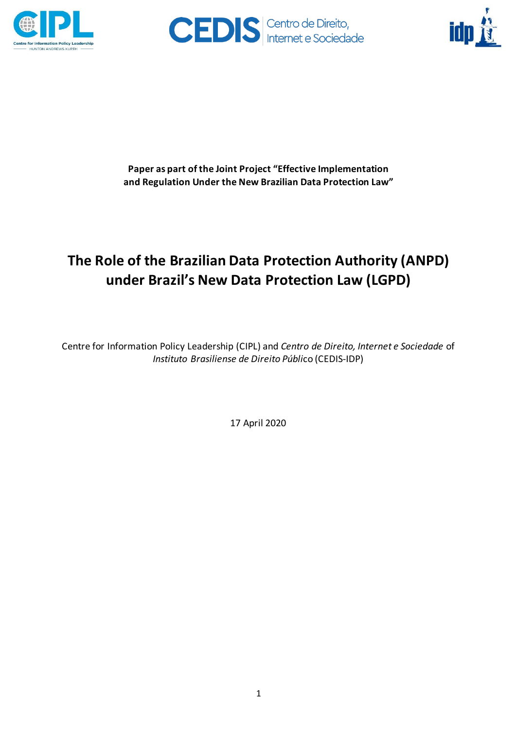**Paper as part of the Joint Project "Effective Implementation and Regulation Under the New Brazilian Data Protection Law"**

# The Role of the Brazilian Data Protection Authority (ANPD) under Brazil's New Data Protection Law (LGPD)

Centre for Information Policy Leadership (CIPL) and *Centro de Direito, Internet e Sociedade* of *Instituto Brasiliense de Direito Públic*o (CEDIS-IDP)

17 April 2020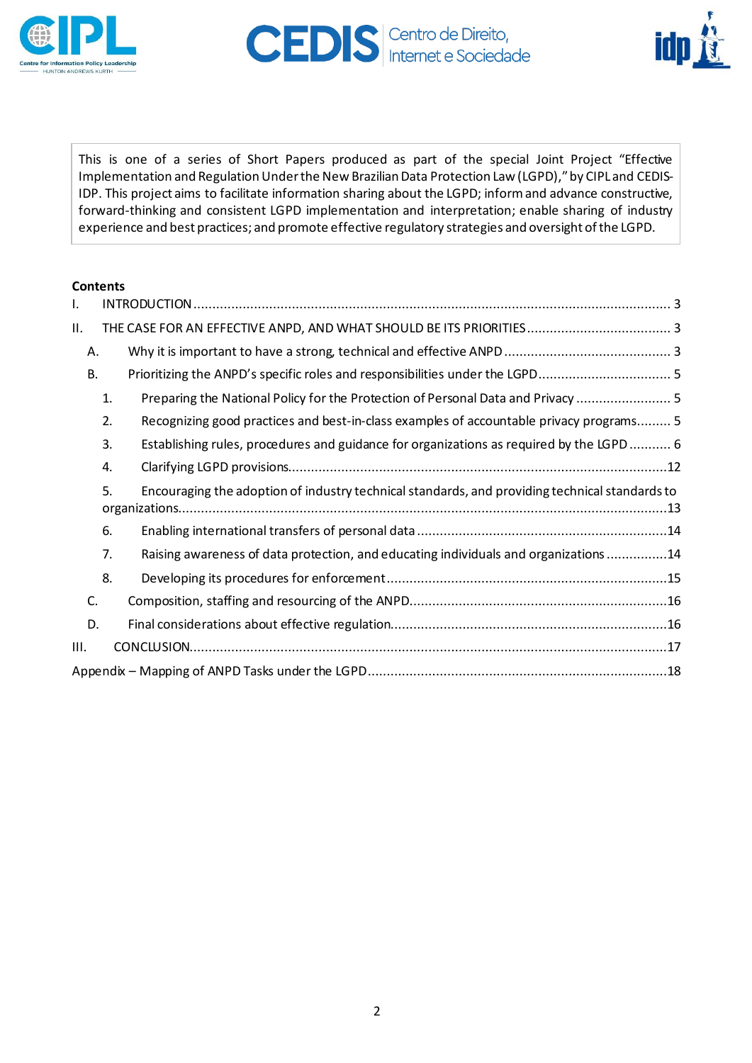This is one of a series of Short Papers produced as part of the special Joint Project "Effective Implementation and Regulation Under the New Brazilian Data Protection Law (LGPD)," by CIPL and CEDIS-IDP. This project aims to facilitate information sharing about the LGPD; inform and advance constructive, forward-thinking and consistent LGPD implementation and interpretation; enable sharing of industry experience and best practices; and promote effective regulatory strategies and oversight of the LGPD.

**Contents**

- I. INTRODUCTION ..... 3
- II. THE CASE FOR AN EFFECTIVE ANPD, AND WHAT SHOULD BE ITS PRIORITIES ..... 3
  - A. Why it is important to have a strong, technical and effective ANPD ..... 3
  - B. Prioritizing the ANPD's specific roles and responsibilities under the LGPD ..... 5
    - 1. Preparing the National Policy for the Protection of Personal Data and Privacy ..... 5
    - 2. Recognizing good practices and best-in-class examples of accountable privacy programs ..... 5
    - 3. Establishing rules, procedures and guidance for organizations as required by the LGPD ..... 6
    - 4. Clarifying LGPD provisions ..... 12
    - 5. Encouraging the adoption of industry technical standards, and providing technical standards to organizations ..... 13
    - 6. Enabling international transfers of personal data ..... 14
    - 7. Raising awareness of data protection, and educating individuals and organizations ..... 14
    - 8. Developing its procedures for enforcement ..... 15
  - C. Composition, staffing and resourcing of the ANPD ..... 16
  - D. Final considerations about effective regulation ..... 16
- III. CONCLUSION ..... 17
- Appendix – Mapping of ANPD Tasks under the LGPD ..... 18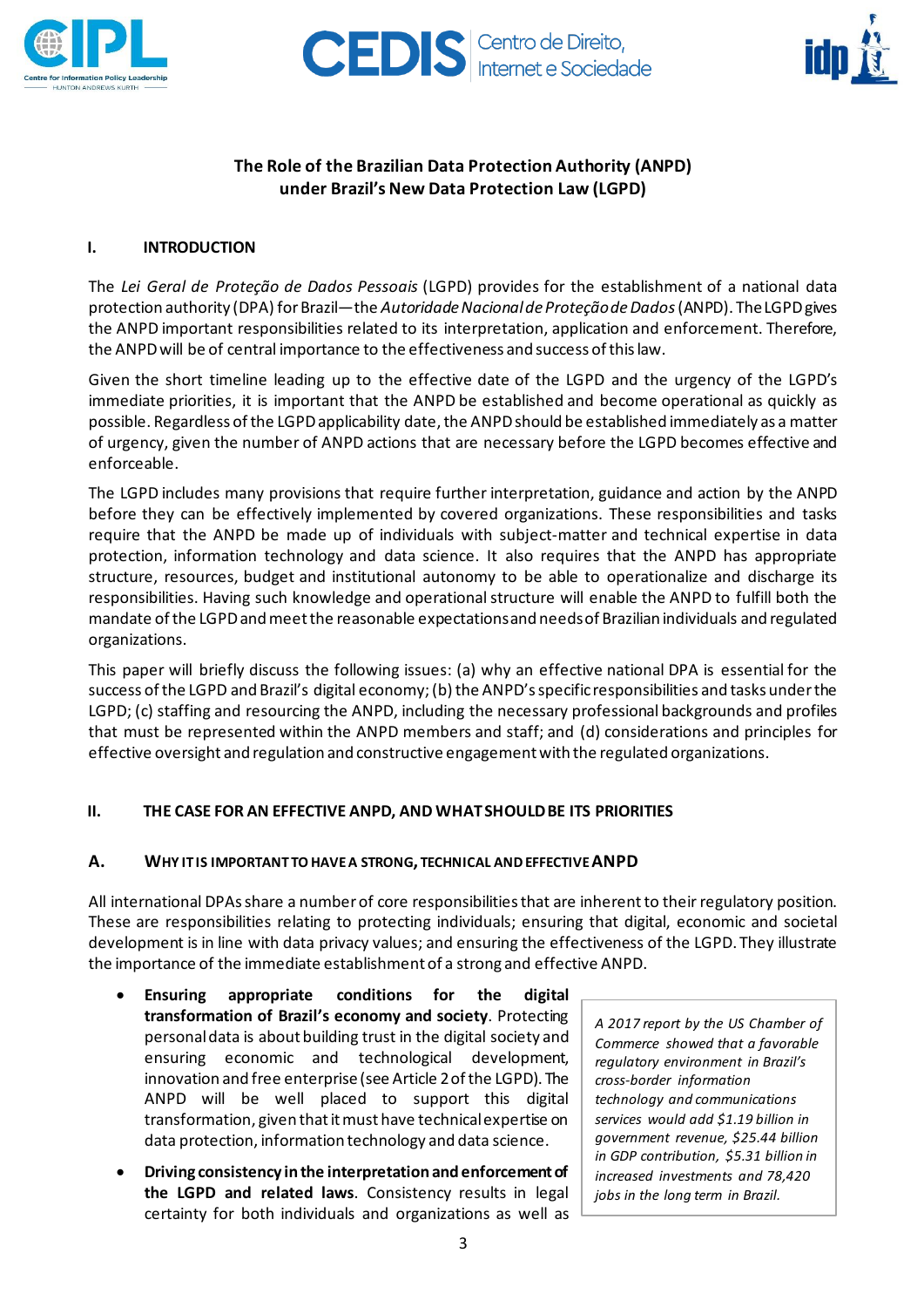# The Role of the Brazilian Data Protection Authority (ANPD) under Brazil's New Data Protection Law (LGPD)

## I. INTRODUCTION

The *Lei Geral de Proteção de Dados Pessoais* (LGPD) provides for the establishment of a national data protection authority (DPA) for Brazil—the *Autoridade Nacional de Proteção de Dados* (ANPD). The LGPD gives the ANPD important responsibilities related to its interpretation, application and enforcement. Therefore, the ANPD will be of central importance to the effectiveness and success of this law.

Given the short timeline leading up to the effective date of the LGPD and the urgency of the LGPD's immediate priorities, it is important that the ANPD be established and become operational as quickly as possible. Regardless of the LGPD applicability date, the ANPD should be established immediately as a matter of urgency, given the number of ANPD actions that are necessary before the LGPD becomes effective and enforceable.

The LGPD includes many provisions that require further interpretation, guidance and action by the ANPD before they can be effectively implemented by covered organizations. These responsibilities and tasks require that the ANPD be made up of individuals with subject-matter and technical expertise in data protection, information technology and data science. It also requires that the ANPD has appropriate structure, resources, budget and institutional autonomy to be able to operationalize and discharge its responsibilities. Having such knowledge and operational structure will enable the ANPD to fulfill both the mandate of the LGPD and meet the reasonable expectations and needs of Brazilian individuals and regulated organizations.

This paper will briefly discuss the following issues: (a) why an effective national DPA is essential for the success of the LGPD and Brazil's digital economy; (b) the ANPD's specific responsibilities and tasks under the LGPD; (c) staffing and resourcing the ANPD, including the necessary professional backgrounds and profiles that must be represented within the ANPD members and staff; and (d) considerations and principles for effective oversight and regulation and constructive engagement with the regulated organizations.

## II. THE CASE FOR AN EFFECTIVE ANPD, AND WHAT SHOULD BE ITS PRIORITIES

### A. WHY IT IS IMPORTANT TO HAVE A STRONG, TECHNICAL AND EFFECTIVE ANPD

All international DPAs share a number of core responsibilities that are inherent to their regulatory position. These are responsibilities relating to protecting individuals; ensuring that digital, economic and societal development is in line with data privacy values; and ensuring the effectiveness of the LGPD. They illustrate the importance of the immediate establishment of a strong and effective ANPD.

- **Ensuring appropriate conditions for the digital transformation of Brazil's economy and society**. Protecting personal data is about building trust in the digital society and ensuring economic and technological development, innovation and free enterprise (see Article 2 of the LGPD). The ANPD will be well placed to support this digital transformation, given that it must have technical expertise on data protection, information technology and data science.
- **Driving consistency in the interpretation and enforcement of the LGPD and related laws**. Consistency results in legal certainty for both individuals and organizations as well as

*A 2017 report by the US Chamber of Commerce showed that a favorable regulatory environment in Brazil's cross-border information technology and communications services would add $1.19 billion in government revenue, $25.44 billion in GDP contribution, $5.31 billion in increased investments and 78,420 jobs in the long term in Brazil.*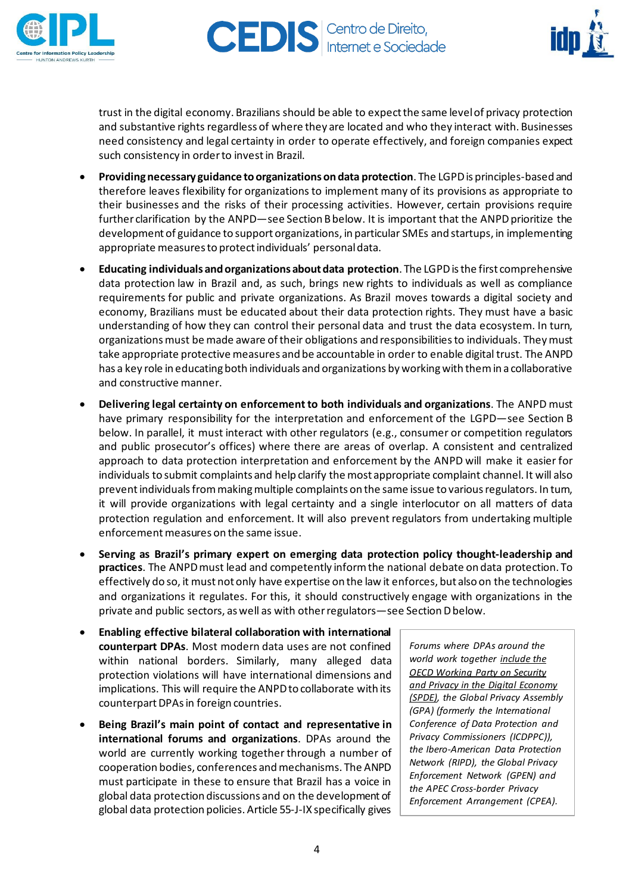trust in the digital economy. Brazilians should be able to expect the same level of privacy protection and substantive rights regardless of where they are located and who they interact with. Businesses need consistency and legal certainty in order to operate effectively, and foreign companies expect such consistency in order to invest in Brazil.

- **Providing necessary guidance to organizations on data protection**. The LGPD is principles-based and therefore leaves flexibility for organizations to implement many of its provisions as appropriate to their businesses and the risks of their processing activities. However, certain provisions require further clarification by the ANPD—see Section B below. It is important that the ANPD prioritize the development of guidance to support organizations, in particular SMEs and startups, in implementing appropriate measures to protect individuals' personal data.

- **Educating individuals and organizations about data protection**. The LGPD is the first comprehensive data protection law in Brazil and, as such, brings new rights to individuals as well as compliance requirements for public and private organizations. As Brazil moves towards a digital society and economy, Brazilians must be educated about their data protection rights. They must have a basic understanding of how they can control their personal data and trust the data ecosystem. In turn, organizations must be made aware of their obligations and responsibilities to individuals. They must take appropriate protective measures and be accountable in order to enable digital trust. The ANPD has a key role in educating both individuals and organizations by working with them in a collaborative and constructive manner.

- **Delivering legal certainty on enforcement to both individuals and organizations**. The ANPD must have primary responsibility for the interpretation and enforcement of the LGPD—see Section B below. In parallel, it must interact with other regulators (e.g., consumer or competition regulators and public prosecutor's offices) where there are areas of overlap. A consistent and centralized approach to data protection interpretation and enforcement by the ANPD will make it easier for individuals to submit complaints and help clarify the most appropriate complaint channel. It will also prevent individuals from making multiple complaints on the same issue to various regulators. In turn, it will provide organizations with legal certainty and a single interlocutor on all matters of data protection regulation and enforcement. It will also prevent regulators from undertaking multiple enforcement measures on the same issue.

- **Serving as Brazil's primary expert on emerging data protection policy thought-leadership and practices**. The ANPD must lead and competently inform the national debate on data protection. To effectively do so, it must not only have expertise on the law it enforces, but also on the technologies and organizations it regulates. For this, it should constructively engage with organizations in the private and public sectors, as well as with other regulators—see Section D below.

- **Enabling effective bilateral collaboration with international counterpart DPAs**. Most modern data uses are not confined within national borders. Similarly, many alleged data protection violations will have international dimensions and implications. This will require the ANPD to collaborate with its counterpart DPAs in foreign countries.

- **Being Brazil's main point of contact and representative in international forums and organizations**. DPAs around the world are currently working together through a number of cooperation bodies, conferences and mechanisms. The ANPD must participate in these to ensure that Brazil has a voice in global data protection discussions and on the development of global data protection policies. Article 55-J-IX specifically gives

*Forums where DPAs around the world work together include the OECD Working Party on Security and Privacy in the Digital Economy (SPDE), the Global Privacy Assembly (GPA) (formerly the International Conference of Data Protection and Privacy Commissioners (ICDPPC)), the Ibero-American Data Protection Network (RIPD), the Global Privacy Enforcement Network (GPEN) and the APEC Cross-border Privacy Enforcement Arrangement (CPEA).*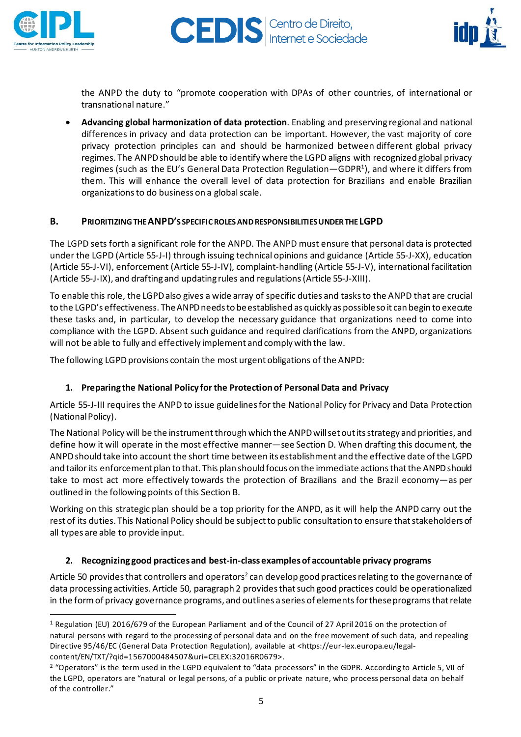the ANPD the duty to "promote cooperation with DPAs of other countries, of international or transnational nature."

- **Advancing global harmonization of data protection**. Enabling and preserving regional and national differences in privacy and data protection can be important. However, the vast majority of core privacy protection principles can and should be harmonized between different global privacy regimes. The ANPD should be able to identify where the LGPD aligns with recognized global privacy regimes (such as the EU's General Data Protection Regulation—GDPR[1]), and where it differs from them. This will enhance the overall level of data protection for Brazilians and enable Brazilian organizations to do business on a global scale.

## B. Prioritizing the ANPD's Specific Roles and Responsibilities Under the LGPD

The LGPD sets forth a significant role for the ANPD. The ANPD must ensure that personal data is protected under the LGPD (Article 55-J-I) through issuing technical opinions and guidance (Article 55-J-XX), education (Article 55-J-VI), enforcement (Article 55-J-IV), complaint-handling (Article 55-J-V), international facilitation (Article 55-J-IX), and drafting and updating rules and regulations (Article 55-J-XIII).

To enable this role, the LGPD also gives a wide array of specific duties and tasks to the ANPD that are crucial to the LGPD's effectiveness. The ANPD needs to be established as quickly as possible so it can begin to execute these tasks and, in particular, to develop the necessary guidance that organizations need to come into compliance with the LGPD. Absent such guidance and required clarifications from the ANPD, organizations will not be able to fully and effectively implement and comply with the law.

The following LGPD provisions contain the most urgent obligations of the ANPD:

### 1. Preparing the National Policy for the Protection of Personal Data and Privacy

Article 55-J-III requires the ANPD to issue guidelines for the National Policy for Privacy and Data Protection (National Policy).

The National Policy will be the instrument through which the ANPD will set out its strategy and priorities, and define how it will operate in the most effective manner—see Section D. When drafting this document, the ANPD should take into account the short time between its establishment and the effective date of the LGPD and tailor its enforcement plan to that. This plan should focus on the immediate actions that the ANPD should take to most act more effectively towards the protection of Brazilians and the Brazil economy—as per outlined in the following points of this Section B.

Working on this strategic plan should be a top priority for the ANPD, as it will help the ANPD carry out the rest of its duties. This National Policy should be subject to public consultation to ensure that stakeholders of all types are able to provide input.

### 2. Recognizing good practices and best-in-class examples of accountable privacy programs

Article 50 provides that controllers and operators[2] can develop good practices relating to the governance of data processing activities. Article 50, paragraph 2 provides that such good practices could be operationalized in the form of privacy governance programs, and outlines a series of elements for these programs that relate

---

[1] Regulation (EU) 2016/679 of the European Parliament and of the Council of 27 April 2016 on the protection of natural persons with regard to the processing of personal data and on the free movement of such data, and repealing Directive 95/46/EC (General Data Protection Regulation), available at <https://eur-lex.europa.eu/legal-content/EN/TXT/?qid=1567000484507&uri=CELEX:32016R0679>.

[2] "Operators" is the term used in the LGPD equivalent to "data processors" in the GDPR. According to Article 5, VII of the LGPD, operators are "natural or legal persons, of a public or private nature, who process personal data on behalf of the controller."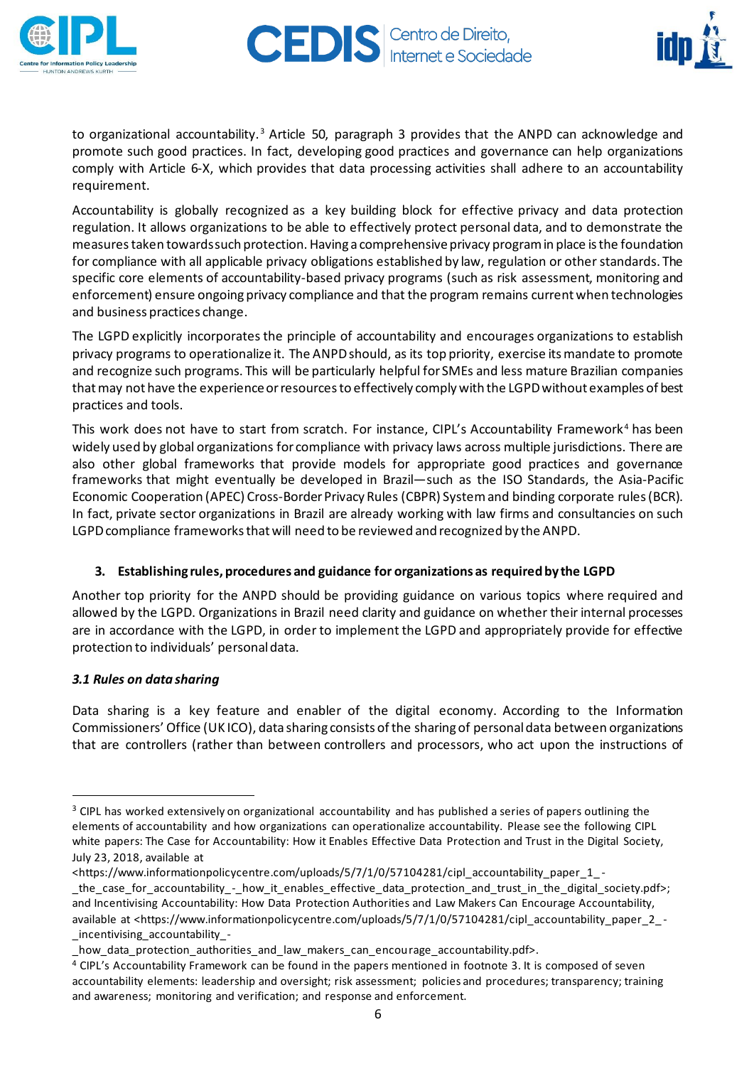to organizational accountability.[3] Article 50, paragraph 3 provides that the ANPD can acknowledge and promote such good practices. In fact, developing good practices and governance can help organizations comply with Article 6-X, which provides that data processing activities shall adhere to an accountability requirement.

Accountability is globally recognized as a key building block for effective privacy and data protection regulation. It allows organizations to be able to effectively protect personal data, and to demonstrate the measures taken towards such protection. Having a comprehensive privacy program in place is the foundation for compliance with all applicable privacy obligations established by law, regulation or other standards. The specific core elements of accountability-based privacy programs (such as risk assessment, monitoring and enforcement) ensure ongoing privacy compliance and that the program remains current when technologies and business practices change.

The LGPD explicitly incorporates the principle of accountability and encourages organizations to establish privacy programs to operationalize it. The ANPD should, as its top priority, exercise its mandate to promote and recognize such programs. This will be particularly helpful for SMEs and less mature Brazilian companies that may not have the experience or resources to effectively comply with the LGPD without examples of best practices and tools.

This work does not have to start from scratch. For instance, CIPL's Accountability Framework[4] has been widely used by global organizations for compliance with privacy laws across multiple jurisdictions. There are also other global frameworks that provide models for appropriate good practices and governance frameworks that might eventually be developed in Brazil—such as the ISO Standards, the Asia-Pacific Economic Cooperation (APEC) Cross-Border Privacy Rules (CBPR) System and binding corporate rules (BCR). In fact, private sector organizations in Brazil are already working with law firms and consultancies on such LGPD compliance frameworks that will need to be reviewed and recognized by the ANPD.

## 3. Establishing rules, procedures and guidance for organizations as required by the LGPD

Another top priority for the ANPD should be providing guidance on various topics where required and allowed by the LGPD. Organizations in Brazil need clarity and guidance on whether their internal processes are in accordance with the LGPD, in order to implement the LGPD and appropriately provide for effective protection to individuals' personal data.

### *3.1 Rules on data sharing*

Data sharing is a key feature and enabler of the digital economy. According to the Information Commissioners' Office (UK ICO), data sharing consists of the sharing of personal data between organizations that are controllers (rather than between controllers and processors, who act upon the instructions of

---

[3] CIPL has worked extensively on organizational accountability and has published a series of papers outlining the elements of accountability and how organizations can operationalize accountability. Please see the following CIPL white papers: The Case for Accountability: How it Enables Effective Data Protection and Trust in the Digital Society, July 23, 2018, available at <https://www.informationpolicycentre.com/uploads/5/7/1/0/57104281/cipl_accountability_paper_1_-_the_case_for_accountability_-_how_it_enables_effective_data_protection_and_trust_in_the_digital_society.pdf>; and Incentivising Accountability: How Data Protection Authorities and Law Makers Can Encourage Accountability, available at <https://www.informationpolicycentre.com/uploads/5/7/1/0/57104281/cipl_accountability_paper_2_-_incentivising_accountability_-_how_data_protection_authorities_and_law_makers_can_encourage_accountability.pdf>.

[4] CIPL's Accountability Framework can be found in the papers mentioned in footnote 3. It is composed of seven accountability elements: leadership and oversight; risk assessment; policies and procedures; transparency; training and awareness; monitoring and verification; and response and enforcement.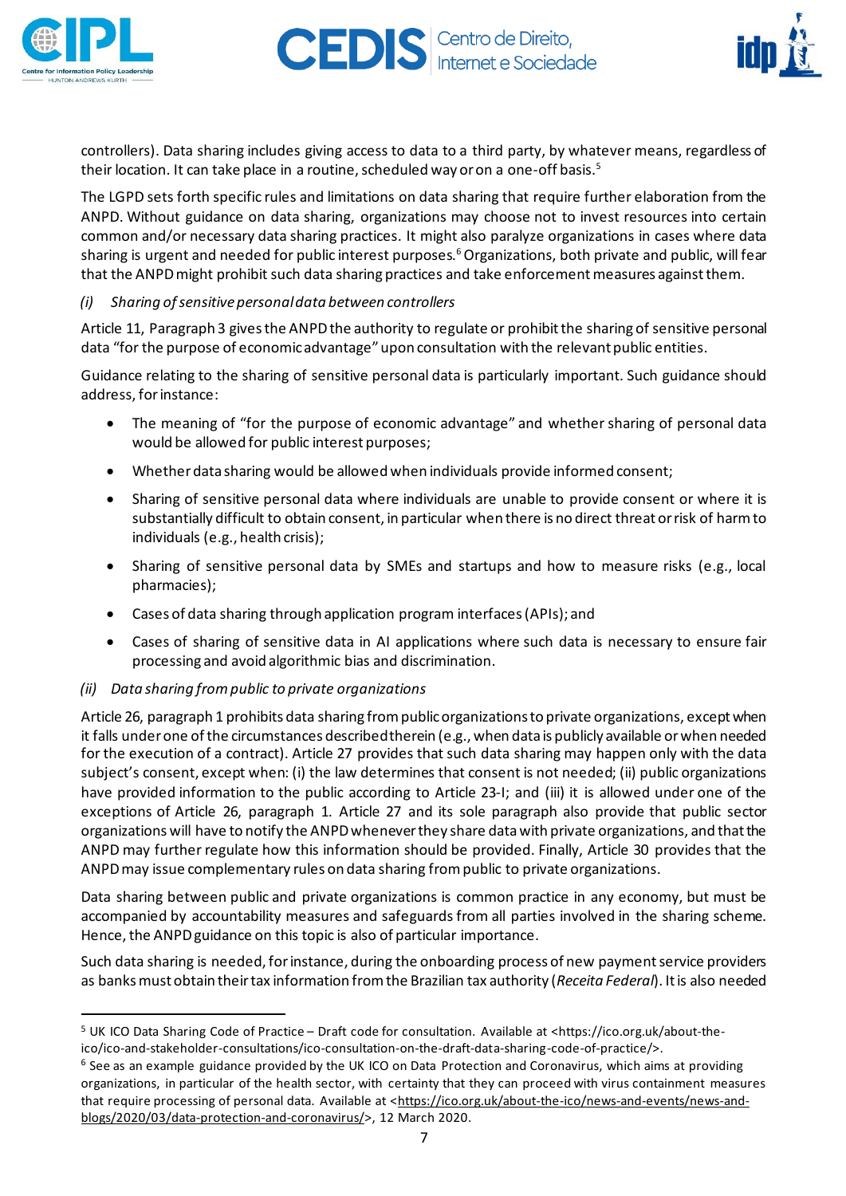controllers). Data sharing includes giving access to data to a third party, by whatever means, regardless of their location. It can take place in a routine, scheduled way or on a one-off basis.[5]

The LGPD sets forth specific rules and limitations on data sharing that require further elaboration from the ANPD. Without guidance on data sharing, organizations may choose not to invest resources into certain common and/or necessary data sharing practices. It might also paralyze organizations in cases where data sharing is urgent and needed for public interest purposes.[6] Organizations, both private and public, will fear that the ANPD might prohibit such data sharing practices and take enforcement measures against them.

*(i) Sharing of sensitive personal data between controllers*

Article 11, Paragraph 3 gives the ANPD the authority to regulate or prohibit the sharing of sensitive personal data "for the purpose of economic advantage" upon consultation with the relevant public entities.

Guidance relating to the sharing of sensitive personal data is particularly important. Such guidance should address, for instance:

- The meaning of "for the purpose of economic advantage" and whether sharing of personal data would be allowed for public interest purposes;
- Whether data sharing would be allowed when individuals provide informed consent;
- Sharing of sensitive personal data where individuals are unable to provide consent or where it is substantially difficult to obtain consent, in particular when there is no direct threat or risk of harm to individuals (e.g., health crisis);
- Sharing of sensitive personal data by SMEs and startups and how to measure risks (e.g., local pharmacies);
- Cases of data sharing through application program interfaces (APIs); and
- Cases of sharing of sensitive data in AI applications where such data is necessary to ensure fair processing and avoid algorithmic bias and discrimination.

*(ii) Data sharing from public to private organizations*

Article 26, paragraph 1 prohibits data sharing from public organizations to private organizations, except when it falls under one of the circumstances described therein (e.g., when data is publicly available or when needed for the execution of a contract). Article 27 provides that such data sharing may happen only with the data subject's consent, except when: (i) the law determines that consent is not needed; (ii) public organizations have provided information to the public according to Article 23-I; and (iii) it is allowed under one of the exceptions of Article 26, paragraph 1. Article 27 and its sole paragraph also provide that public sector organizations will have to notify the ANPD whenever they share data with private organizations, and that the ANPD may further regulate how this information should be provided. Finally, Article 30 provides that the ANPD may issue complementary rules on data sharing from public to private organizations.

Data sharing between public and private organizations is common practice in any economy, but must be accompanied by accountability measures and safeguards from all parties involved in the sharing scheme. Hence, the ANPD guidance on this topic is also of particular importance.

Such data sharing is needed, for instance, during the onboarding process of new payment service providers as banks must obtain their tax information from the Brazilian tax authority (*Receita Federal*). It is also needed

---

[5] UK ICO Data Sharing Code of Practice – Draft code for consultation. Available at <https://ico.org.uk/about-the-ico/ico-and-stakeholder-consultations/ico-consultation-on-the-draft-data-sharing-code-of-practice/>.

[6] See as an example guidance provided by the UK ICO on Data Protection and Coronavirus, which aims at providing organizations, in particular of the health sector, with certainty that they can proceed with virus containment measures that require processing of personal data. Available at <https://ico.org.uk/about-the-ico/news-and-events/news-and-blogs/2020/03/data-protection-and-coronavirus/>, 12 March 2020.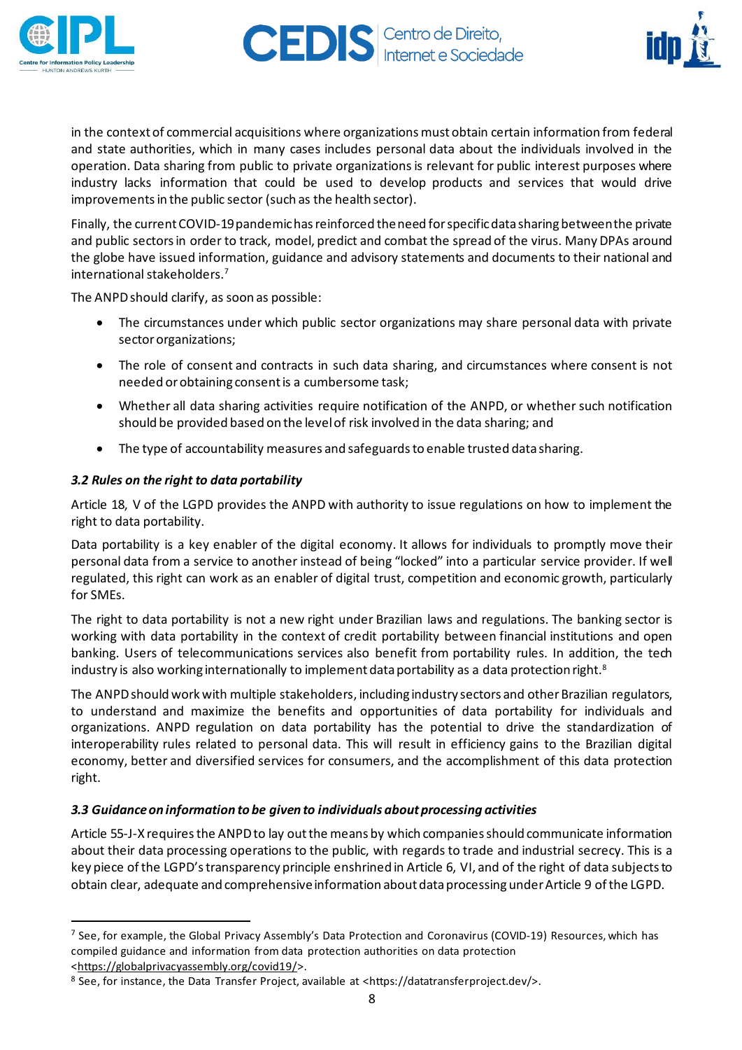in the context of commercial acquisitions where organizations must obtain certain information from federal and state authorities, which in many cases includes personal data about the individuals involved in the operation. Data sharing from public to private organizations is relevant for public interest purposes where industry lacks information that could be used to develop products and services that would drive improvements in the public sector (such as the health sector).

Finally, the current COVID-19 pandemic has reinforced the need for specific data sharing between the private and public sectors in order to track, model, predict and combat the spread of the virus. Many DPAs around the globe have issued information, guidance and advisory statements and documents to their national and international stakeholders.[7]

The ANPD should clarify, as soon as possible:

- The circumstances under which public sector organizations may share personal data with private sector organizations;
- The role of consent and contracts in such data sharing, and circumstances where consent is not needed or obtaining consent is a cumbersome task;
- Whether all data sharing activities require notification of the ANPD, or whether such notification should be provided based on the level of risk involved in the data sharing; and
- The type of accountability measures and safeguards to enable trusted data sharing.

### *3.2 Rules on the right to data portability*

Article 18, V of the LGPD provides the ANPD with authority to issue regulations on how to implement the right to data portability.

Data portability is a key enabler of the digital economy. It allows for individuals to promptly move their personal data from a service to another instead of being "locked" into a particular service provider. If well regulated, this right can work as an enabler of digital trust, competition and economic growth, particularly for SMEs.

The right to data portability is not a new right under Brazilian laws and regulations. The banking sector is working with data portability in the context of credit portability between financial institutions and open banking. Users of telecommunications services also benefit from portability rules. In addition, the tech industry is also working internationally to implement data portability as a data protection right.[8]

The ANPD should work with multiple stakeholders, including industry sectors and other Brazilian regulators, to understand and maximize the benefits and opportunities of data portability for individuals and organizations. ANPD regulation on data portability has the potential to drive the standardization of interoperability rules related to personal data. This will result in efficiency gains to the Brazilian digital economy, better and diversified services for consumers, and the accomplishment of this data protection right.

### *3.3 Guidance on information to be given to individuals about processing activities*

Article 55-J-X requires the ANPD to lay out the means by which companies should communicate information about their data processing operations to the public, with regards to trade and industrial secrecy. This is a key piece of the LGPD's transparency principle enshrined in Article 6, VI, and of the right of data subjects to obtain clear, adequate and comprehensive information about data processing under Article 9 of the LGPD.

---

[7] See, for example, the Global Privacy Assembly's Data Protection and Coronavirus (COVID-19) Resources, which has compiled guidance and information from data protection authorities on data protection <https://globalprivacyassembly.org/covid19/>.

[8] See, for instance, the Data Transfer Project, available at <https://datatransferproject.dev/>.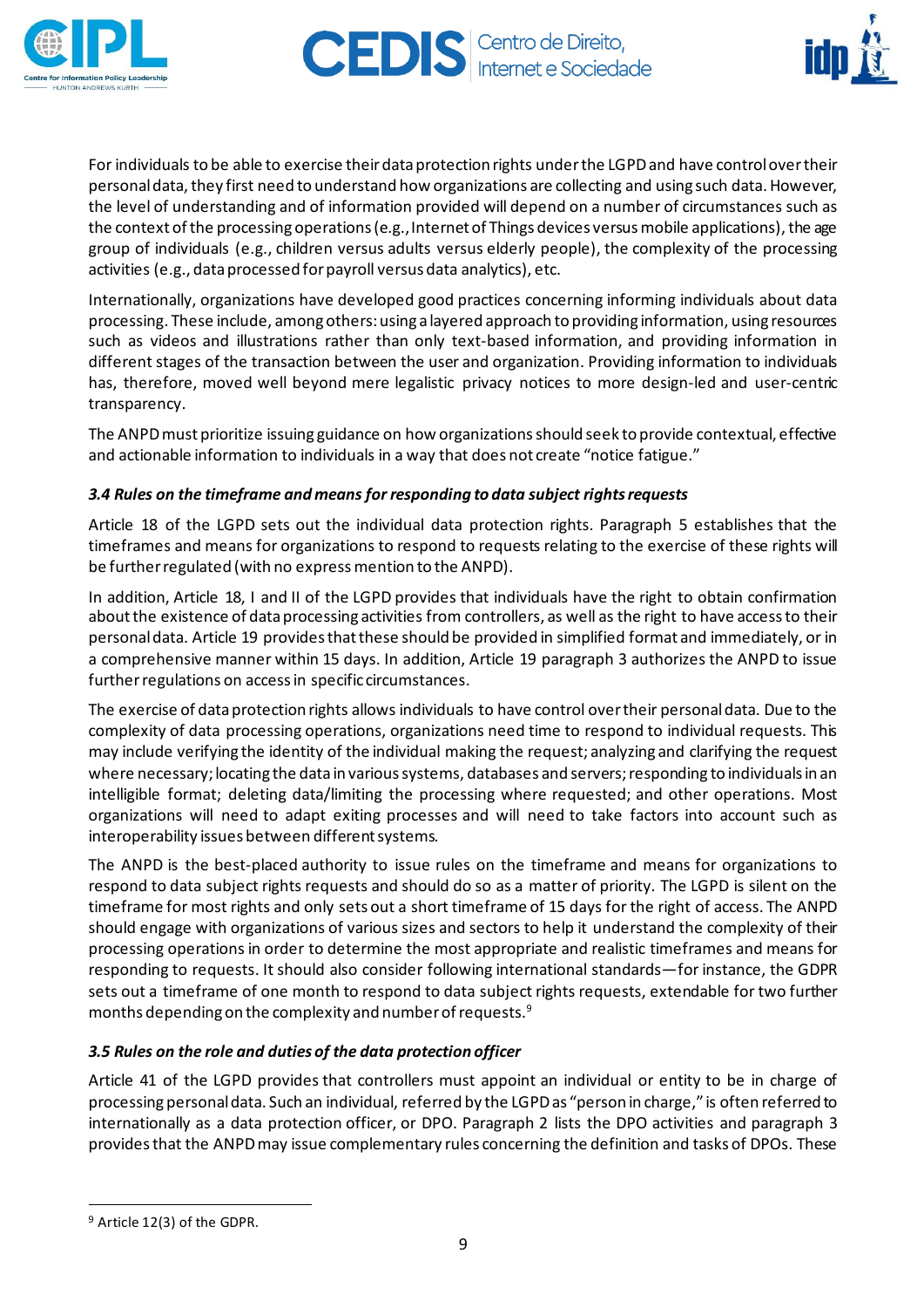For individuals to be able to exercise their data protection rights under the LGPD and have control over their personal data, they first need to understand how organizations are collecting and using such data. However, the level of understanding and of information provided will depend on a number of circumstances such as the context of the processing operations (e.g., Internet of Things devices versus mobile applications), the age group of individuals (e.g., children versus adults versus elderly people), the complexity of the processing activities (e.g., data processed for payroll versus data analytics), etc.

Internationally, organizations have developed good practices concerning informing individuals about data processing. These include, among others: using a layered approach to providing information, using resources such as videos and illustrations rather than only text-based information, and providing information in different stages of the transaction between the user and organization. Providing information to individuals has, therefore, moved well beyond mere legalistic privacy notices to more design-led and user-centric transparency.

The ANPD must prioritize issuing guidance on how organizations should seek to provide contextual, effective and actionable information to individuals in a way that does not create "notice fatigue."

### *3.4 Rules on the timeframe and means for responding to data subject rights requests*

Article 18 of the LGPD sets out the individual data protection rights. Paragraph 5 establishes that the timeframes and means for organizations to respond to requests relating to the exercise of these rights will be further regulated (with no express mention to the ANPD).

In addition, Article 18, I and II of the LGPD provides that individuals have the right to obtain confirmation about the existence of data processing activities from controllers, as well as the right to have access to their personal data. Article 19 provides that these should be provided in simplified format and immediately, or in a comprehensive manner within 15 days. In addition, Article 19 paragraph 3 authorizes the ANPD to issue further regulations on access in specific circumstances.

The exercise of data protection rights allows individuals to have control over their personal data. Due to the complexity of data processing operations, organizations need time to respond to individual requests. This may include verifying the identity of the individual making the request; analyzing and clarifying the request where necessary; locating the data in various systems, databases and servers; responding to individuals in an intelligible format; deleting data/limiting the processing where requested; and other operations. Most organizations will need to adapt exiting processes and will need to take factors into account such as interoperability issues between different systems.

The ANPD is the best-placed authority to issue rules on the timeframe and means for organizations to respond to data subject rights requests and should do so as a matter of priority. The LGPD is silent on the timeframe for most rights and only sets out a short timeframe of 15 days for the right of access. The ANPD should engage with organizations of various sizes and sectors to help it understand the complexity of their processing operations in order to determine the most appropriate and realistic timeframes and means for responding to requests. It should also consider following international standards—for instance, the GDPR sets out a timeframe of one month to respond to data subject rights requests, extendable for two further months depending on the complexity and number of requests.[9]

### *3.5 Rules on the role and duties of the data protection officer*

Article 41 of the LGPD provides that controllers must appoint an individual or entity to be in charge of processing personal data. Such an individual, referred by the LGPD as "person in charge," is often referred to internationally as a data protection officer, or DPO. Paragraph 2 lists the DPO activities and paragraph 3 provides that the ANPD may issue complementary rules concerning the definition and tasks of DPOs. These

---

[9] Article 12(3) of the GDPR.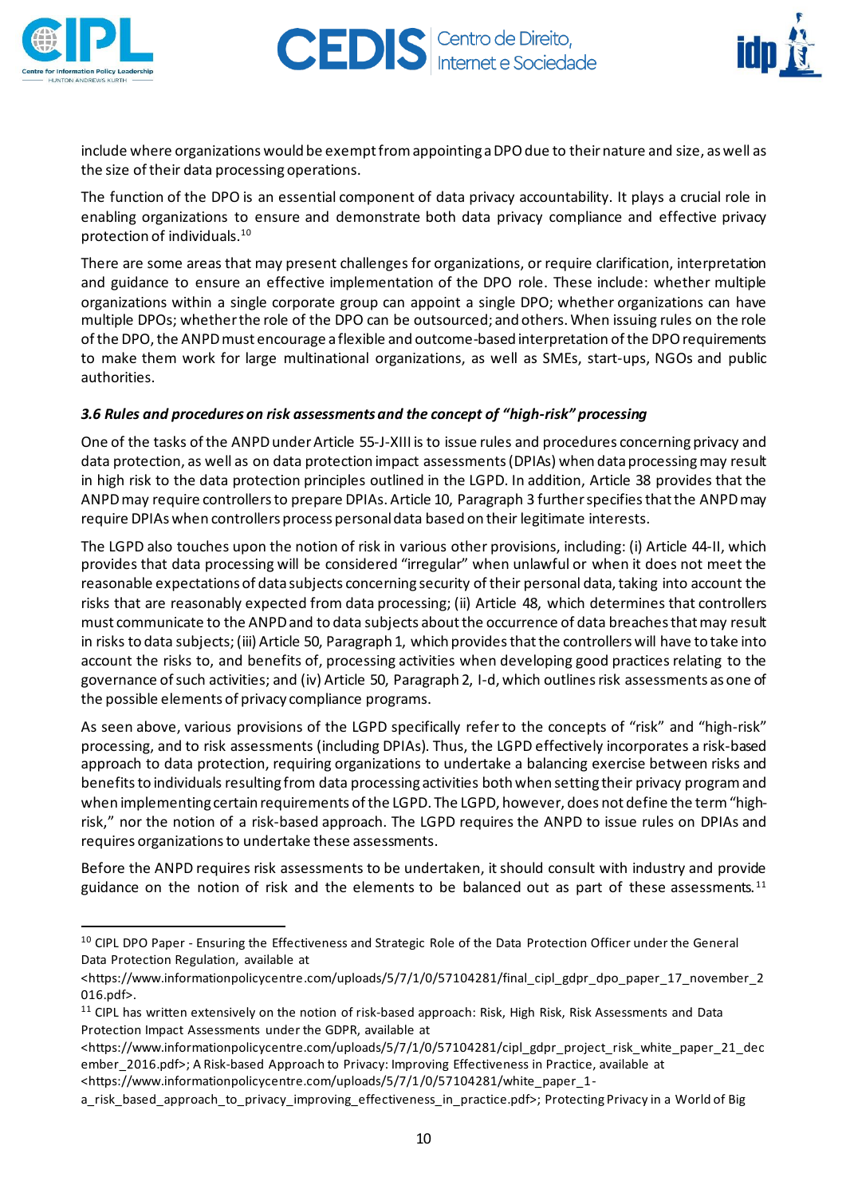include where organizations would be exempt from appointing a DPO due to their nature and size, as well as the size of their data processing operations.

The function of the DPO is an essential component of data privacy accountability. It plays a crucial role in enabling organizations to ensure and demonstrate both data privacy compliance and effective privacy protection of individuals.[10]

There are some areas that may present challenges for organizations, or require clarification, interpretation and guidance to ensure an effective implementation of the DPO role. These include: whether multiple organizations within a single corporate group can appoint a single DPO; whether organizations can have multiple DPOs; whether the role of the DPO can be outsourced; and others. When issuing rules on the role of the DPO, the ANPD must encourage a flexible and outcome-based interpretation of the DPO requirements to make them work for large multinational organizations, as well as SMEs, start-ups, NGOs and public authorities.

### *3.6 Rules and procedures on risk assessments and the concept of "high-risk" processing*

One of the tasks of the ANPD under Article 55-J-XIII is to issue rules and procedures concerning privacy and data protection, as well as on data protection impact assessments (DPIAs) when data processing may result in high risk to the data protection principles outlined in the LGPD. In addition, Article 38 provides that the ANPD may require controllers to prepare DPIAs. Article 10, Paragraph 3 further specifies that the ANPD may require DPIAs when controllers process personal data based on their legitimate interests.

The LGPD also touches upon the notion of risk in various other provisions, including: (i) Article 44-II, which provides that data processing will be considered "irregular" when unlawful or when it does not meet the reasonable expectations of data subjects concerning security of their personal data, taking into account the risks that are reasonably expected from data processing; (ii) Article 48, which determines that controllers must communicate to the ANPD and to data subjects about the occurrence of data breaches that may result in risks to data subjects; (iii) Article 50, Paragraph 1, which provides that the controllers will have to take into account the risks to, and benefits of, processing activities when developing good practices relating to the governance of such activities; and (iv) Article 50, Paragraph 2, I-d, which outlines risk assessments as one of the possible elements of privacy compliance programs.

As seen above, various provisions of the LGPD specifically refer to the concepts of "risk" and "high-risk" processing, and to risk assessments (including DPIAs). Thus, the LGPD effectively incorporates a risk-based approach to data protection, requiring organizations to undertake a balancing exercise between risks and benefits to individuals resulting from data processing activities both when setting their privacy program and when implementing certain requirements of the LGPD. The LGPD, however, does not define the term "high-risk," nor the notion of a risk-based approach. The LGPD requires the ANPD to issue rules on DPIAs and requires organizations to undertake these assessments.

Before the ANPD requires risk assessments to be undertaken, it should consult with industry and provide guidance on the notion of risk and the elements to be balanced out as part of these assessments.[11]

---

[10] CIPL DPO Paper - Ensuring the Effectiveness and Strategic Role of the Data Protection Officer under the General Data Protection Regulation, available at <https://www.informationpolicycentre.com/uploads/5/7/1/0/57104281/final_cipl_gdpr_dpo_paper_17_november_2016.pdf>.

[11] CIPL has written extensively on the notion of risk-based approach: Risk, High Risk, Risk Assessments and Data Protection Impact Assessments under the GDPR, available at <https://www.informationpolicycentre.com/uploads/5/7/1/0/57104281/cipl_gdpr_project_risk_white_paper_21_december_2016.pdf>; A Risk-based Approach to Privacy: Improving Effectiveness in Practice, available at <https://www.informationpolicycentre.com/uploads/5/7/1/0/57104281/white_paper_1-a_risk_based_approach_to_privacy_improving_effectiveness_in_practice.pdf>; Protecting Privacy in a World of Big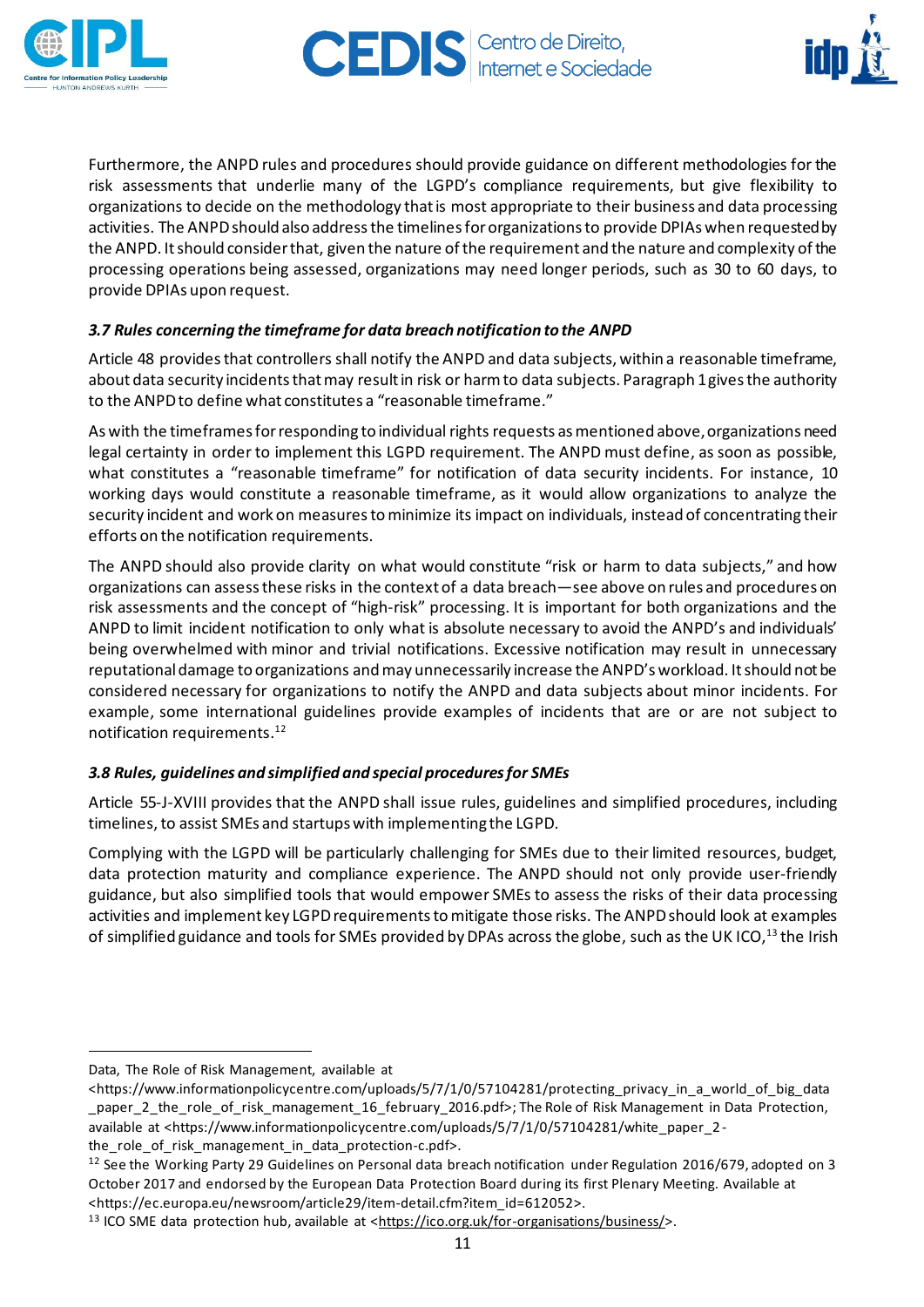Furthermore, the ANPD rules and procedures should provide guidance on different methodologies for the risk assessments that underlie many of the LGPD's compliance requirements, but give flexibility to organizations to decide on the methodology that is most appropriate to their business and data processing activities. The ANPD should also address the timelines for organizations to provide DPIAs when requested by the ANPD. It should consider that, given the nature of the requirement and the nature and complexity of the processing operations being assessed, organizations may need longer periods, such as 30 to 60 days, to provide DPIAs upon request.

### *3.7 Rules concerning the timeframe for data breach notification to the ANPD*

Article 48 provides that controllers shall notify the ANPD and data subjects, within a reasonable timeframe, about data security incidents that may result in risk or harm to data subjects. Paragraph 1 gives the authority to the ANPD to define what constitutes a "reasonable timeframe."

As with the timeframes for responding to individual rights requests as mentioned above, organizations need legal certainty in order to implement this LGPD requirement. The ANPD must define, as soon as possible, what constitutes a "reasonable timeframe" for notification of data security incidents. For instance, 10 working days would constitute a reasonable timeframe, as it would allow organizations to analyze the security incident and work on measures to minimize its impact on individuals, instead of concentrating their efforts on the notification requirements.

The ANPD should also provide clarity on what would constitute "risk or harm to data subjects," and how organizations can assess these risks in the context of a data breach—see above on rules and procedures on risk assessments and the concept of "high-risk" processing. It is important for both organizations and the ANPD to limit incident notification to only what is absolute necessary to avoid the ANPD's and individuals' being overwhelmed with minor and trivial notifications. Excessive notification may result in unnecessary reputational damage to organizations and may unnecessarily increase the ANPD's workload. It should not be considered necessary for organizations to notify the ANPD and data subjects about minor incidents. For example, some international guidelines provide examples of incidents that are or are not subject to notification requirements.[12]

### *3.8 Rules, guidelines and simplified and special procedures for SMEs*

Article 55-J-XVIII provides that the ANPD shall issue rules, guidelines and simplified procedures, including timelines, to assist SMEs and startups with implementing the LGPD.

Complying with the LGPD will be particularly challenging for SMEs due to their limited resources, budget, data protection maturity and compliance experience. The ANPD should not only provide user-friendly guidance, but also simplified tools that would empower SMEs to assess the risks of their data processing activities and implement key LGPD requirements to mitigate those risks. The ANPD should look at examples of simplified guidance and tools for SMEs provided by DPAs across the globe, such as the UK ICO,[13] the Irish

---

Data, The Role of Risk Management, available at <https://www.informationpolicycentre.com/uploads/5/7/1/0/57104281/protecting_privacy_in_a_world_of_big_data_paper_2_the_role_of_risk_management_16_february_2016.pdf>; The Role of Risk Management in Data Protection, available at <https://www.informationpolicycentre.com/uploads/5/7/1/0/57104281/white_paper_2-the_role_of_risk_management_in_data_protection-c.pdf>.

[12] See the Working Party 29 Guidelines on Personal data breach notification under Regulation 2016/679, adopted on 3 October 2017 and endorsed by the European Data Protection Board during its first Plenary Meeting. Available at <https://ec.europa.eu/newsroom/article29/item-detail.cfm?item_id=612052>.

[13] ICO SME data protection hub, available at <https://ico.org.uk/for-organisations/business/>.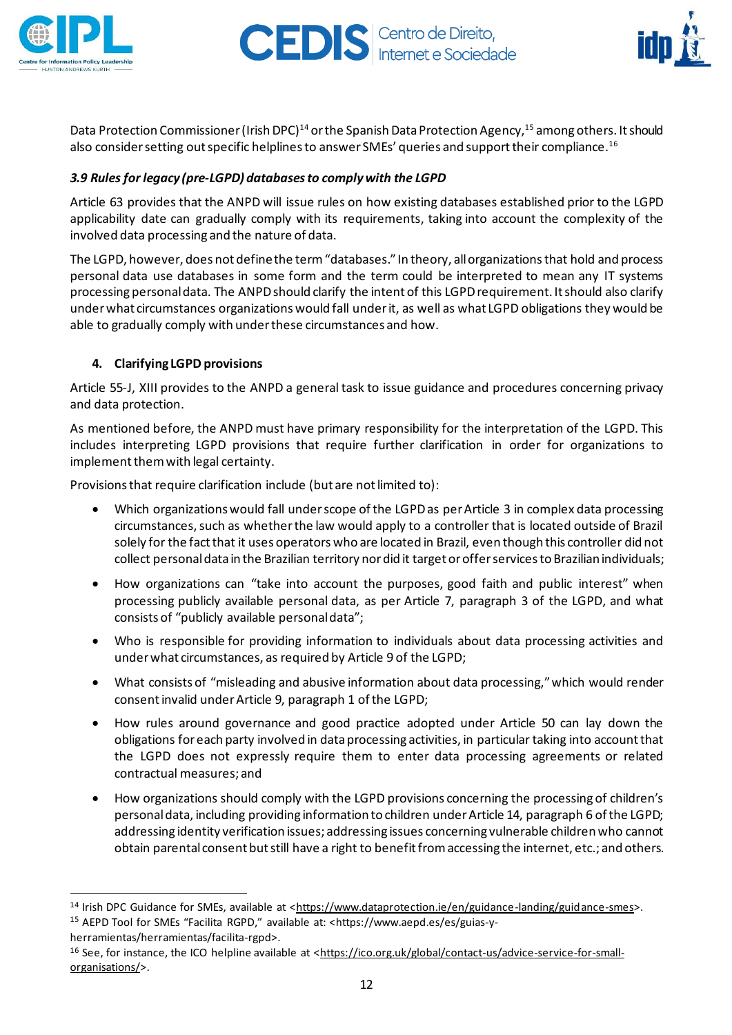Data Protection Commissioner (Irish DPC)[14] or the Spanish Data Protection Agency,[15] among others. It should also consider setting out specific helplines to answer SMEs' queries and support their compliance.[16]

### *3.9 Rules for legacy (pre-LGPD) databases to comply with the LGPD*

Article 63 provides that the ANPD will issue rules on how existing databases established prior to the LGPD applicability date can gradually comply with its requirements, taking into account the complexity of the involved data processing and the nature of data.

The LGPD, however, does not define the term "databases." In theory, all organizations that hold and process personal data use databases in some form and the term could be interpreted to mean any IT systems processing personal data. The ANPD should clarify the intent of this LGPD requirement. It should also clarify under what circumstances organizations would fall under it, as well as what LGPD obligations they would be able to gradually comply with under these circumstances and how.

## 4. Clarifying LGPD provisions

Article 55-J, XIII provides to the ANPD a general task to issue guidance and procedures concerning privacy and data protection.

As mentioned before, the ANPD must have primary responsibility for the interpretation of the LGPD. This includes interpreting LGPD provisions that require further clarification in order for organizations to implement them with legal certainty.

Provisions that require clarification include (but are not limited to):

- Which organizations would fall under scope of the LGPD as per Article 3 in complex data processing circumstances, such as whether the law would apply to a controller that is located outside of Brazil solely for the fact that it uses operators who are located in Brazil, even though this controller did not collect personal data in the Brazilian territory nor did it target or offer services to Brazilian individuals;
- How organizations can "take into account the purposes, good faith and public interest" when processing publicly available personal data, as per Article 7, paragraph 3 of the LGPD, and what consists of "publicly available personal data";
- Who is responsible for providing information to individuals about data processing activities and under what circumstances, as required by Article 9 of the LGPD;
- What consists of "misleading and abusive information about data processing," which would render consent invalid under Article 9, paragraph 1 of the LGPD;
- How rules around governance and good practice adopted under Article 50 can lay down the obligations for each party involved in data processing activities, in particular taking into account that the LGPD does not expressly require them to enter data processing agreements or related contractual measures; and
- How organizations should comply with the LGPD provisions concerning the processing of children's personal data, including providing information to children under Article 14, paragraph 6 of the LGPD; addressing identity verification issues; addressing issues concerning vulnerable children who cannot obtain parental consent but still have a right to benefit from accessing the internet, etc.; and others.

---

[14] Irish DPC Guidance for SMEs, available at <https://www.dataprotection.ie/en/guidance-landing/guidance-smes>.

[15] AEPD Tool for SMEs "Facilita RGPD," available at: <https://www.aepd.es/es/guias-y-herramientas/herramientas/facilita-rgpd>.

[16] See, for instance, the ICO helpline available at <https://ico.org.uk/global/contact-us/advice-service-for-small-organisations/>.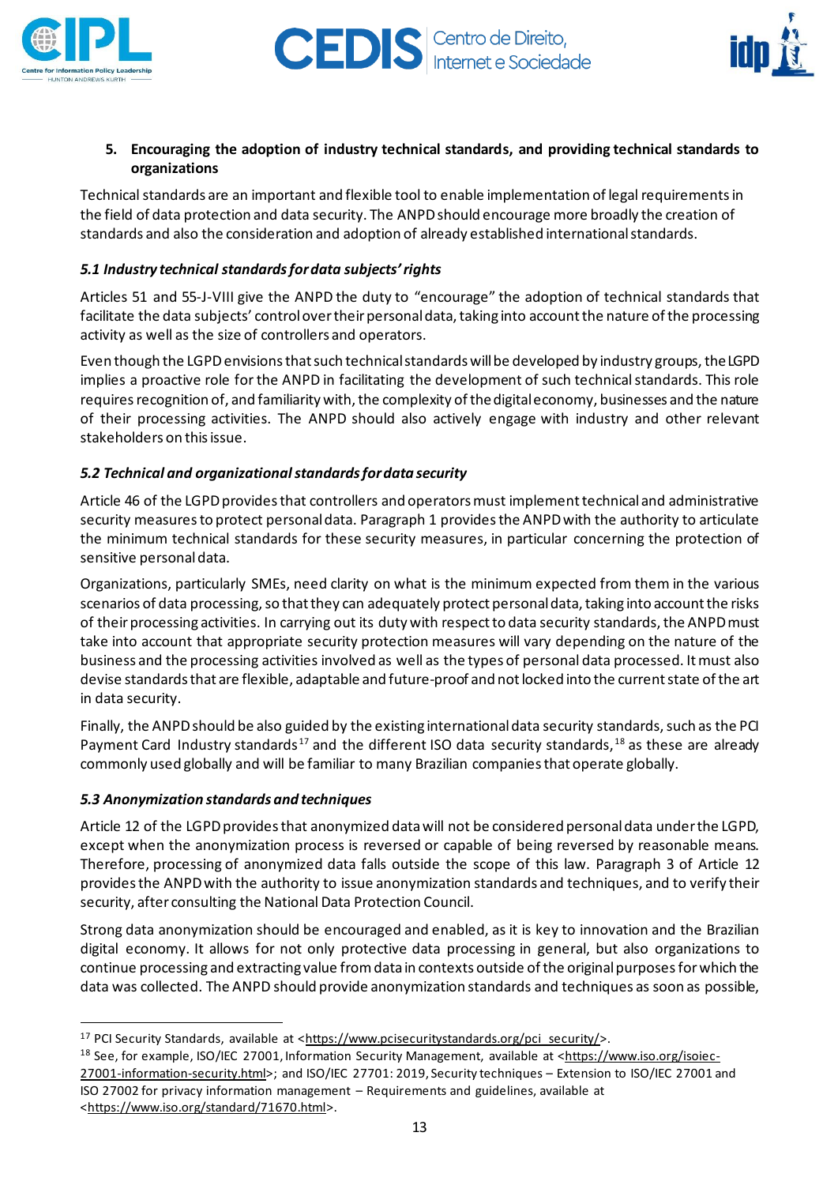## 5. Encouraging the adoption of industry technical standards, and providing technical standards to organizations

Technical standards are an important and flexible tool to enable implementation of legal requirements in the field of data protection and data security. The ANPD should encourage more broadly the creation of standards and also the consideration and adoption of already established international standards.

### *5.1 Industry technical standards for data subjects' rights*

Articles 51 and 55-J-VIII give the ANPD the duty to "encourage" the adoption of technical standards that facilitate the data subjects' control over their personal data, taking into account the nature of the processing activity as well as the size of controllers and operators.

Even though the LGPD envisions that such technical standards will be developed by industry groups, the LGPD implies a proactive role for the ANPD in facilitating the development of such technical standards. This role requires recognition of, and familiarity with, the complexity of the digital economy, businesses and the nature of their processing activities. The ANPD should also actively engage with industry and other relevant stakeholders on this issue.

### *5.2 Technical and organizational standards for data security*

Article 46 of the LGPD provides that controllers and operators must implement technical and administrative security measures to protect personal data. Paragraph 1 provides the ANPD with the authority to articulate the minimum technical standards for these security measures, in particular concerning the protection of sensitive personal data.

Organizations, particularly SMEs, need clarity on what is the minimum expected from them in the various scenarios of data processing, so that they can adequately protect personal data, taking into account the risks of their processing activities. In carrying out its duty with respect to data security standards, the ANPD must take into account that appropriate security protection measures will vary depending on the nature of the business and the processing activities involved as well as the types of personal data processed. It must also devise standards that are flexible, adaptable and future-proof and not locked into the current state of the art in data security.

Finally, the ANPD should be also guided by the existing international data security standards, such as the PCI Payment Card Industry standards[17] and the different ISO data security standards,[18] as these are already commonly used globally and will be familiar to many Brazilian companies that operate globally.

### *5.3 Anonymization standards and techniques*

Article 12 of the LGPD provides that anonymized data will not be considered personal data under the LGPD, except when the anonymization process is reversed or capable of being reversed by reasonable means. Therefore, processing of anonymized data falls outside the scope of this law. Paragraph 3 of Article 12 provides the ANPD with the authority to issue anonymization standards and techniques, and to verify their security, after consulting the National Data Protection Council.

Strong data anonymization should be encouraged and enabled, as it is key to innovation and the Brazilian digital economy. It allows for not only protective data processing in general, but also organizations to continue processing and extracting value from data in contexts outside of the original purposes for which the data was collected. The ANPD should provide anonymization standards and techniques as soon as possible,

---

[17] PCI Security Standards, available at <https://www.pcisecuritystandards.org/pci_security/>.

[18] See, for example, ISO/IEC 27001, Information Security Management, available at <https://www.iso.org/isoiec-27001-information-security.html>; and ISO/IEC 27701: 2019, Security techniques – Extension to ISO/IEC 27001 and ISO 27002 for privacy information management – Requirements and guidelines, available at <https://www.iso.org/standard/71670.html>.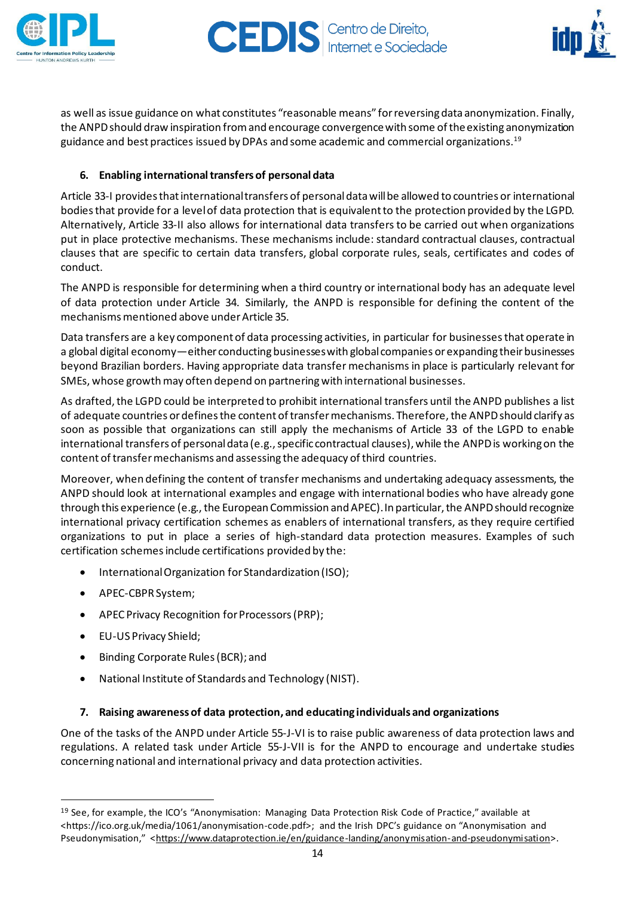as well as issue guidance on what constitutes "reasonable means" for reversing data anonymization. Finally, the ANPD should draw inspiration from and encourage convergence with some of the existing anonymization guidance and best practices issued by DPAs and some academic and commercial organizations.[19]

## 6. Enabling international transfers of personal data

Article 33-I provides that international transfers of personal data will be allowed to countries or international bodies that provide for a level of data protection that is equivalent to the protection provided by the LGPD. Alternatively, Article 33-II also allows for international data transfers to be carried out when organizations put in place protective mechanisms. These mechanisms include: standard contractual clauses, contractual clauses that are specific to certain data transfers, global corporate rules, seals, certificates and codes of conduct.

The ANPD is responsible for determining when a third country or international body has an adequate level of data protection under Article 34. Similarly, the ANPD is responsible for defining the content of the mechanisms mentioned above under Article 35.

Data transfers are a key component of data processing activities, in particular for businesses that operate in a global digital economy—either conducting businesses with global companies or expanding their businesses beyond Brazilian borders. Having appropriate data transfer mechanisms in place is particularly relevant for SMEs, whose growth may often depend on partnering with international businesses.

As drafted, the LGPD could be interpreted to prohibit international transfers until the ANPD publishes a list of adequate countries or defines the content of transfer mechanisms. Therefore, the ANPD should clarify as soon as possible that organizations can still apply the mechanisms of Article 33 of the LGPD to enable international transfers of personal data (e.g., specific contractual clauses), while the ANPD is working on the content of transfer mechanisms and assessing the adequacy of third countries.

Moreover, when defining the content of transfer mechanisms and undertaking adequacy assessments, the ANPD should look at international examples and engage with international bodies who have already gone through this experience (e.g., the European Commission and APEC). In particular, the ANPD should recognize international privacy certification schemes as enablers of international transfers, as they require certified organizations to put in place a series of high-standard data protection measures. Examples of such certification schemes include certifications provided by the:

- International Organization for Standardization (ISO);
- APEC-CBPR System;
- APEC Privacy Recognition for Processors (PRP);
- EU-US Privacy Shield;
- Binding Corporate Rules (BCR); and
- National Institute of Standards and Technology (NIST).

## 7. Raising awareness of data protection, and educating individuals and organizations

One of the tasks of the ANPD under Article 55-J-VI is to raise public awareness of data protection laws and regulations. A related task under Article 55-J-VII is for the ANPD to encourage and undertake studies concerning national and international privacy and data protection activities.

---

[19] See, for example, the ICO's "Anonymisation: Managing Data Protection Risk Code of Practice," available at <https://ico.org.uk/media/1061/anonymisation-code.pdf>; and the Irish DPC's guidance on "Anonymisation and Pseudonymisation," <https://www.dataprotection.ie/en/guidance-landing/anonymisation-and-pseudonymisation>.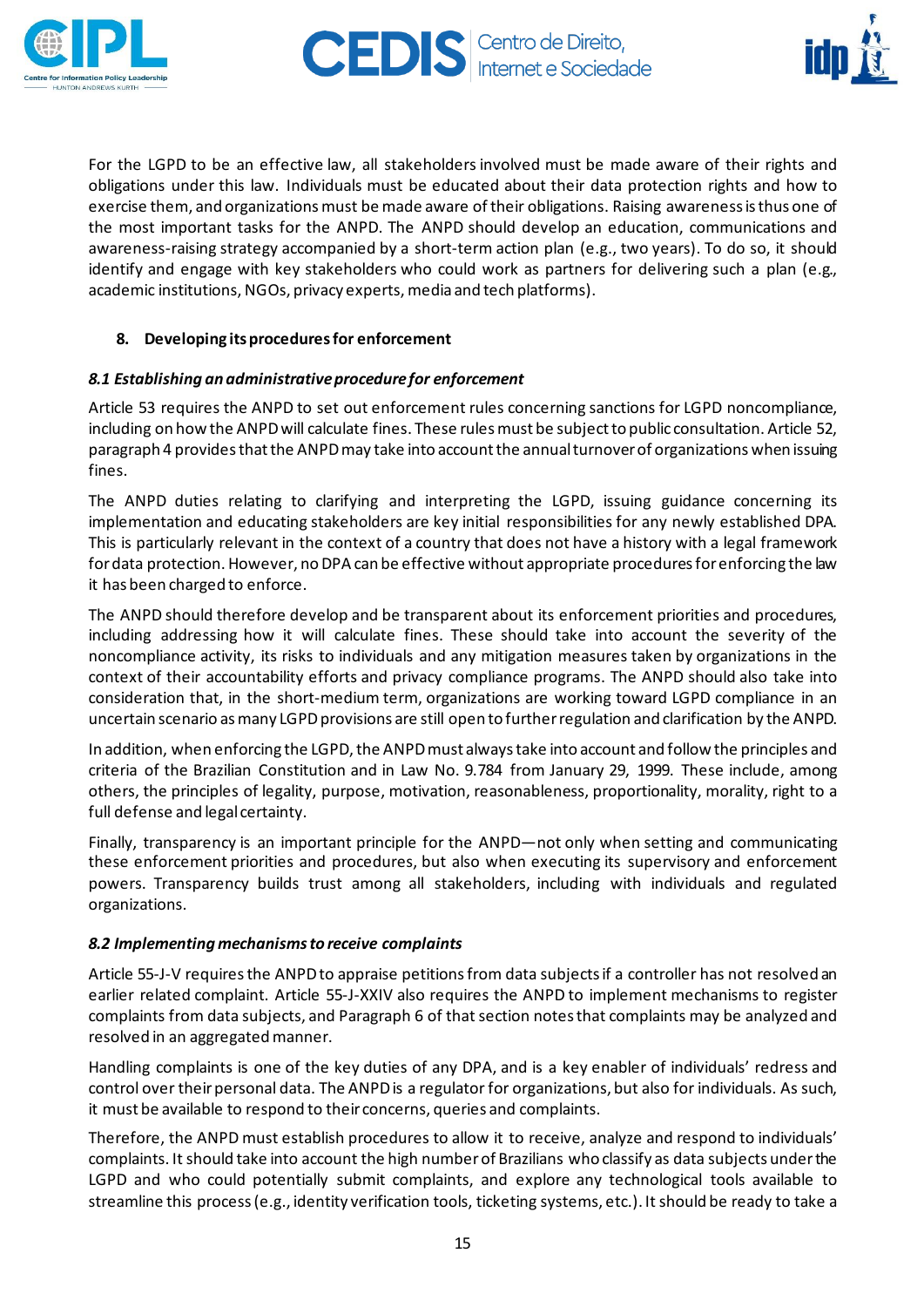For the LGPD to be an effective law, all stakeholders involved must be made aware of their rights and obligations under this law. Individuals must be educated about their data protection rights and how to exercise them, and organizations must be made aware of their obligations. Raising awareness is thus one of the most important tasks for the ANPD. The ANPD should develop an education, communications and awareness-raising strategy accompanied by a short-term action plan (e.g., two years). To do so, it should identify and engage with key stakeholders who could work as partners for delivering such a plan (e.g., academic institutions, NGOs, privacy experts, media and tech platforms).

## 8. Developing its procedures for enforcement

### *8.1 Establishing an administrative procedure for enforcement*

Article 53 requires the ANPD to set out enforcement rules concerning sanctions for LGPD noncompliance, including on how the ANPD will calculate fines. These rules must be subject to public consultation. Article 52, paragraph 4 provides that the ANPD may take into account the annual turnover of organizations when issuing fines.

The ANPD duties relating to clarifying and interpreting the LGPD, issuing guidance concerning its implementation and educating stakeholders are key initial responsibilities for any newly established DPA. This is particularly relevant in the context of a country that does not have a history with a legal framework for data protection. However, no DPA can be effective without appropriate procedures for enforcing the law it has been charged to enforce.

The ANPD should therefore develop and be transparent about its enforcement priorities and procedures, including addressing how it will calculate fines. These should take into account the severity of the noncompliance activity, its risks to individuals and any mitigation measures taken by organizations in the context of their accountability efforts and privacy compliance programs. The ANPD should also take into consideration that, in the short-medium term, organizations are working toward LGPD compliance in an uncertain scenario as many LGPD provisions are still open to further regulation and clarification by the ANPD.

In addition, when enforcing the LGPD, the ANPD must always take into account and follow the principles and criteria of the Brazilian Constitution and in Law No. 9.784 from January 29, 1999. These include, among others, the principles of legality, purpose, motivation, reasonableness, proportionality, morality, right to a full defense and legal certainty.

Finally, transparency is an important principle for the ANPD—not only when setting and communicating these enforcement priorities and procedures, but also when executing its supervisory and enforcement powers. Transparency builds trust among all stakeholders, including with individuals and regulated organizations.

### *8.2 Implementing mechanisms to receive complaints*

Article 55-J-V requires the ANPD to appraise petitions from data subjects if a controller has not resolved an earlier related complaint. Article 55-J-XXIV also requires the ANPD to implement mechanisms to register complaints from data subjects, and Paragraph 6 of that section notes that complaints may be analyzed and resolved in an aggregated manner.

Handling complaints is one of the key duties of any DPA, and is a key enabler of individuals' redress and control over their personal data. The ANPD is a regulator for organizations, but also for individuals. As such, it must be available to respond to their concerns, queries and complaints.

Therefore, the ANPD must establish procedures to allow it to receive, analyze and respond to individuals' complaints. It should take into account the high number of Brazilians who classify as data subjects under the LGPD and who could potentially submit complaints, and explore any technological tools available to streamline this process (e.g., identity verification tools, ticketing systems, etc.). It should be ready to take a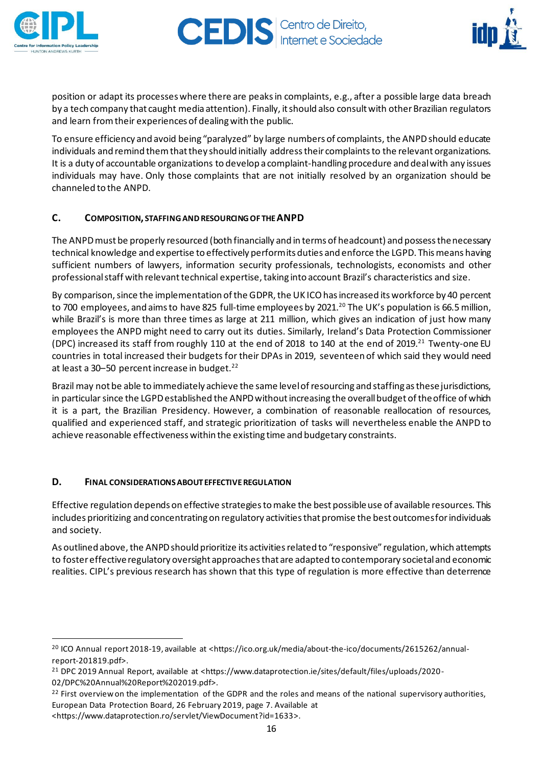position or adapt its processes where there are peaks in complaints, e.g., after a possible large data breach by a tech company that caught media attention). Finally, it should also consult with other Brazilian regulators and learn from their experiences of dealing with the public.

To ensure efficiency and avoid being "paralyzed" by large numbers of complaints, the ANPD should educate individuals and remind them that they should initially address their complaints to the relevant organizations. It is a duty of accountable organizations to develop a complaint-handling procedure and deal with any issues individuals may have. Only those complaints that are not initially resolved by an organization should be channeled to the ANPD.

### C. Composition, Staffing and Resourcing of the ANPD

The ANPD must be properly resourced (both financially and in terms of headcount) and possess the necessary technical knowledge and expertise to effectively perform its duties and enforce the LGPD. This means having sufficient numbers of lawyers, information security professionals, technologists, economists and other professional staff with relevant technical expertise, taking into account Brazil's characteristics and size.

By comparison, since the implementation of the GDPR, the UK ICO has increased its workforce by 40 percent to 700 employees, and aims to have 825 full-time employees by 2021.[20] The UK's population is 66.5 million, while Brazil's is more than three times as large at 211 million, which gives an indication of just how many employees the ANPD might need to carry out its duties. Similarly, Ireland's Data Protection Commissioner (DPC) increased its staff from roughly 110 at the end of 2018 to 140 at the end of 2019.[21] Twenty-one EU countries in total increased their budgets for their DPAs in 2019, seventeen of which said they would need at least a 30–50 percent increase in budget.[22]

Brazil may not be able to immediately achieve the same level of resourcing and staffing as these jurisdictions, in particular since the LGPD established the ANPD without increasing the overall budget of the office of which it is a part, the Brazilian Presidency. However, a combination of reasonable reallocation of resources, qualified and experienced staff, and strategic prioritization of tasks will nevertheless enable the ANPD to achieve reasonable effectiveness within the existing time and budgetary constraints.

### D. Final Considerations about Effective Regulation

Effective regulation depends on effective strategies to make the best possible use of available resources. This includes prioritizing and concentrating on regulatory activities that promise the best outcomes for individuals and society.

As outlined above, the ANPD should prioritize its activities related to "responsive" regulation, which attempts to foster effective regulatory oversight approaches that are adapted to contemporary societal and economic realities. CIPL's previous research has shown that this type of regulation is more effective than deterrence

---

[20] ICO Annual report 2018-19, available at <https://ico.org.uk/media/about-the-ico/documents/2615262/annual-report-201819.pdf>.

[21] DPC 2019 Annual Report, available at <https://www.dataprotection.ie/sites/default/files/uploads/2020-02/DPC%20Annual%20Report%202019.pdf>.

[22] First overview on the implementation of the GDPR and the roles and means of the national supervisory authorities, European Data Protection Board, 26 February 2019, page 7. Available at <https://www.dataprotection.ro/servlet/ViewDocument?id=1633>.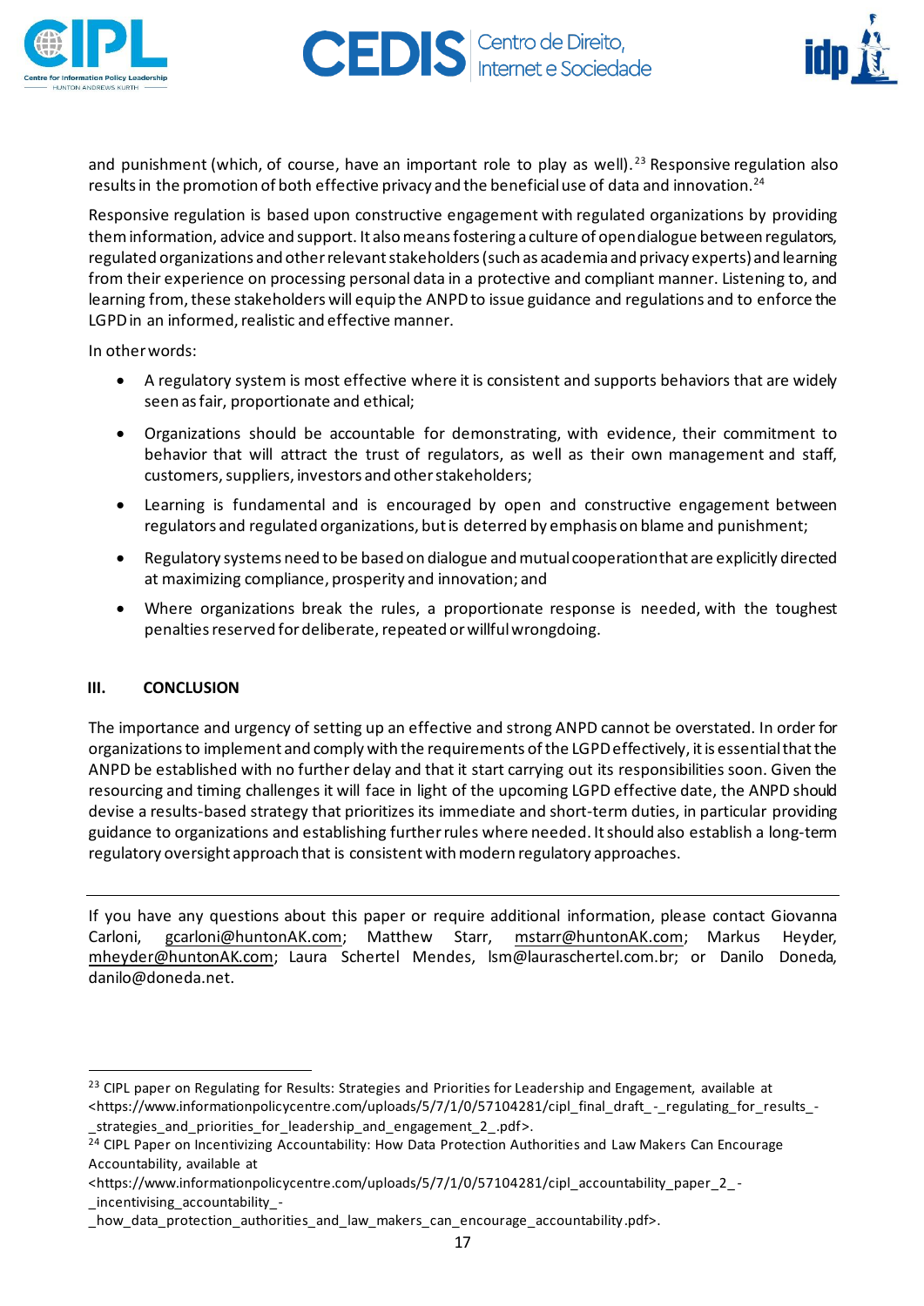and punishment (which, of course, have an important role to play as well).[23] Responsive regulation also results in the promotion of both effective privacy and the beneficial use of data and innovation.[24]

Responsive regulation is based upon constructive engagement with regulated organizations by providing them information, advice and support. It also means fostering a culture of open dialogue between regulators, regulated organizations and other relevant stakeholders (such as academia and privacy experts) and learning from their experience on processing personal data in a protective and compliant manner. Listening to, and learning from, these stakeholders will equip the ANPD to issue guidance and regulations and to enforce the LGPD in an informed, realistic and effective manner.

In other words:

- A regulatory system is most effective where it is consistent and supports behaviors that are widely seen as fair, proportionate and ethical;
- Organizations should be accountable for demonstrating, with evidence, their commitment to behavior that will attract the trust of regulators, as well as their own management and staff, customers, suppliers, investors and other stakeholders;
- Learning is fundamental and is encouraged by open and constructive engagement between regulators and regulated organizations, but is deterred by emphasis on blame and punishment;
- Regulatory systems need to be based on dialogue and mutual cooperation that are explicitly directed at maximizing compliance, prosperity and innovation; and
- Where organizations break the rules, a proportionate response is needed, with the toughest penalties reserved for deliberate, repeated or willful wrongdoing.

## III. CONCLUSION

The importance and urgency of setting up an effective and strong ANPD cannot be overstated. In order for organizations to implement and comply with the requirements of the LGPD effectively, it is essential that the ANPD be established with no further delay and that it start carrying out its responsibilities soon. Given the resourcing and timing challenges it will face in light of the upcoming LGPD effective date, the ANPD should devise a results-based strategy that prioritizes its immediate and short-term duties, in particular providing guidance to organizations and establishing further rules where needed. It should also establish a long-term regulatory oversight approach that is consistent with modern regulatory approaches.

---

If you have any questions about this paper or require additional information, please contact Giovanna Carloni, gcarloni@huntonAK.com; Matthew Starr, mstarr@huntonAK.com; Markus Heyder, mheyder@huntonAK.com; Laura Schertel Mendes, lsm@lauraschertel.com.br; or Danilo Doneda, danilo@doneda.net.

---

[23] CIPL paper on Regulating for Results: Strategies and Priorities for Leadership and Engagement, available at <https://www.informationpolicycentre.com/uploads/5/7/1/0/57104281/cipl_final_draft_-_regulating_for_results_-_strategies_and_priorities_for_leadership_and_engagement_2_.pdf>.

[24] CIPL Paper on Incentivizing Accountability: How Data Protection Authorities and Law Makers Can Encourage Accountability, available at <https://www.informationpolicycentre.com/uploads/5/7/1/0/57104281/cipl_accountability_paper_2_-_incentivising_accountability_-_how_data_protection_authorities_and_law_makers_can_encourage_accountability.pdf>.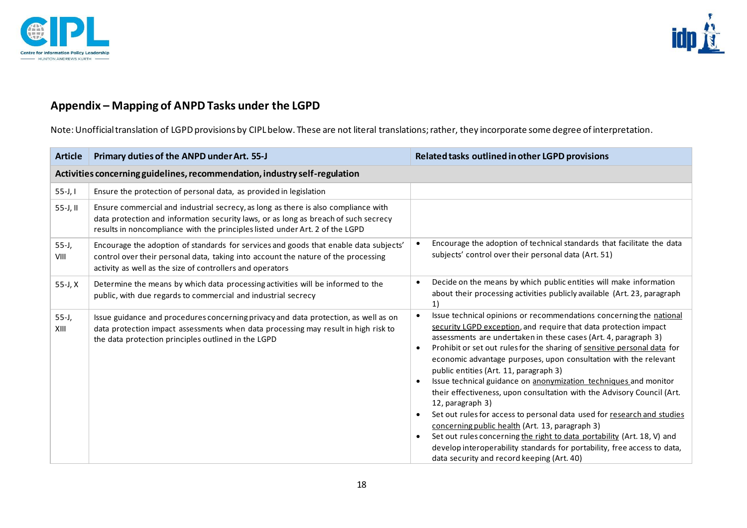## Appendix – Mapping of ANPD Tasks under the LGPD

Note: Unofficial translation of LGPD provisions by CIPL below. These are not literal translations; rather, they incorporate some degree of interpretation.

| Article | Primary duties of the ANPD under Art. 55-J | Related tasks outlined in other LGPD provisions |
|---|---|---|
| **Activities concerning guidelines, recommendation, industry self-regulation** | | |
| 55-J, I | Ensure the protection of personal data, as provided in legislation | |
| 55-J, II | Ensure commercial and industrial secrecy, as long as there is also compliance with data protection and information security laws, or as long as breach of such secrecy results in noncompliance with the principles listed under Art. 2 of the LGPD | |
| 55-J, VIII | Encourage the adoption of standards for services and goods that enable data subjects' control over their personal data, taking into account the nature of the processing activity as well as the size of controllers and operators | • Encourage the adoption of technical standards that facilitate the data subjects' control over their personal data (Art. 51) |
| 55-J, X | Determine the means by which data processing activities will be informed to the public, with due regards to commercial and industrial secrecy | • Decide on the means by which public entities will make information about their processing activities publicly available (Art. 23, paragraph 1) |
| 55-J, XIII | Issue guidance and procedures concerning privacy and data protection, as well as on data protection impact assessments when data processing may result in high risk to the data protection principles outlined in the LGPD | • Issue technical opinions or recommendations concerning the national security LGPD exception, and require that data protection impact assessments are undertaken in these cases (Art. 4, paragraph 3)<br>• Prohibit or set out rules for the sharing of sensitive personal data for economic advantage purposes, upon consultation with the relevant public entities (Art. 11, paragraph 3)<br>• Issue technical guidance on anonymization techniques and monitor their effectiveness, upon consultation with the Advisory Council (Art. 12, paragraph 3)<br>• Set out rules for access to personal data used for research and studies concerning public health (Art. 13, paragraph 3)<br>• Set out rules concerning the right to data portability (Art. 18, V) and develop interoperability standards for portability, free access to data, data security and record keeping (Art. 40) |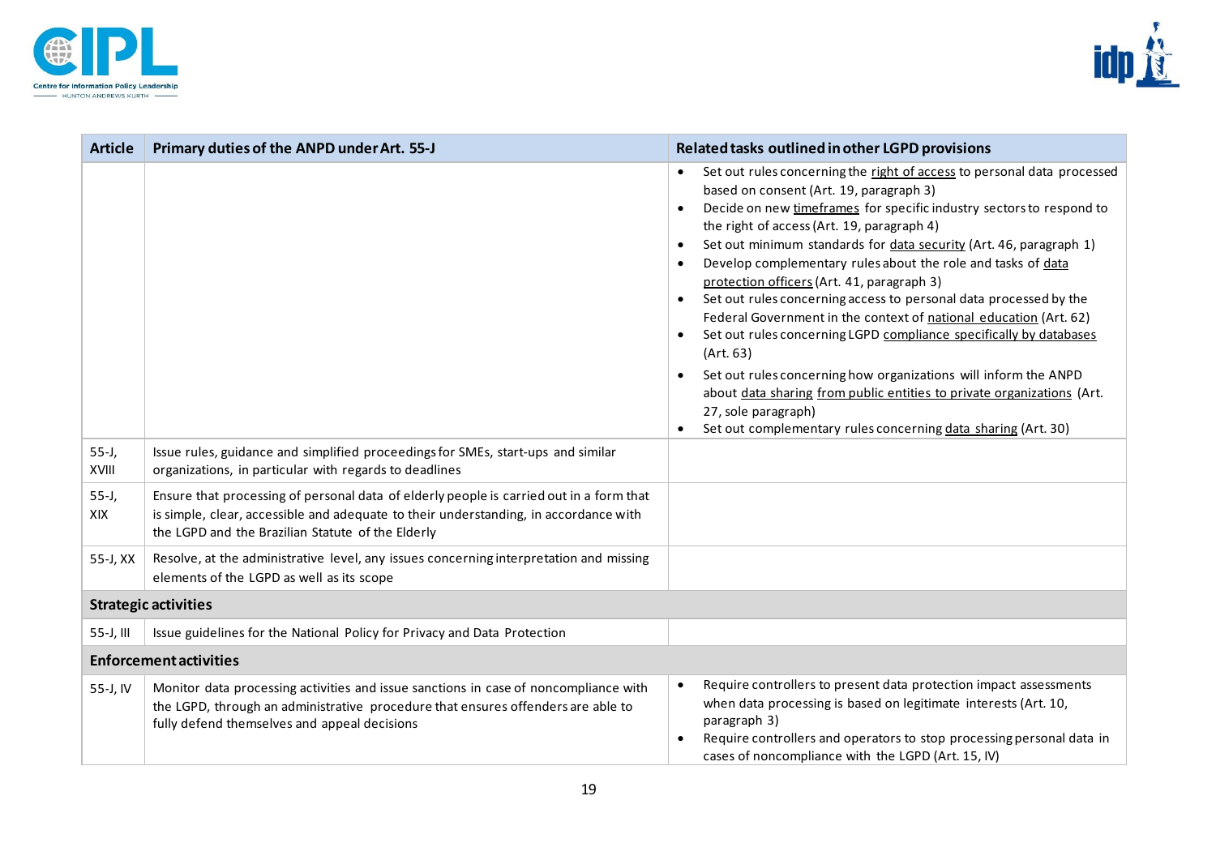| Article | Primary duties of the ANPD under Art. 55-J | Related tasks outlined in other LGPD provisions |
|---|---|---|
| | | • Set out rules concerning the right of access to personal data processed based on consent (Art. 19, paragraph 3)<br>• Decide on new timeframes for specific industry sectors to respond to the right of access (Art. 19, paragraph 4)<br>• Set out minimum standards for data security (Art. 46, paragraph 1)<br>• Develop complementary rules about the role and tasks of data protection officers (Art. 41, paragraph 3)<br>• Set out rules concerning access to personal data processed by the Federal Government in the context of national education (Art. 62)<br>• Set out rules concerning LGPD compliance specifically by databases (Art. 63)<br>• Set out rules concerning how organizations will inform the ANPD about data sharing from public entities to private organizations (Art. 27, sole paragraph)<br>• Set out complementary rules concerning data sharing (Art. 30) |
| 55-J, XVIII | Issue rules, guidance and simplified proceedings for SMEs, start-ups and similar organizations, in particular with regards to deadlines | |
| 55-J, XIX | Ensure that processing of personal data of elderly people is carried out in a form that is simple, clear, accessible and adequate to their understanding, in accordance with the LGPD and the Brazilian Statute of the Elderly | |
| 55-J, XX | Resolve, at the administrative level, any issues concerning interpretation and missing elements of the LGPD as well as its scope | |
| **Strategic activities** | | |
| 55-J, III | Issue guidelines for the National Policy for Privacy and Data Protection | |
| **Enforcement activities** | | |
| 55-J, IV | Monitor data processing activities and issue sanctions in case of noncompliance with the LGPD, through an administrative procedure that ensures offenders are able to fully defend themselves and appeal decisions | • Require controllers to present data protection impact assessments when data processing is based on legitimate interests (Art. 10, paragraph 3)<br>• Require controllers and operators to stop processing personal data in cases of noncompliance with the LGPD (Art. 15, IV) |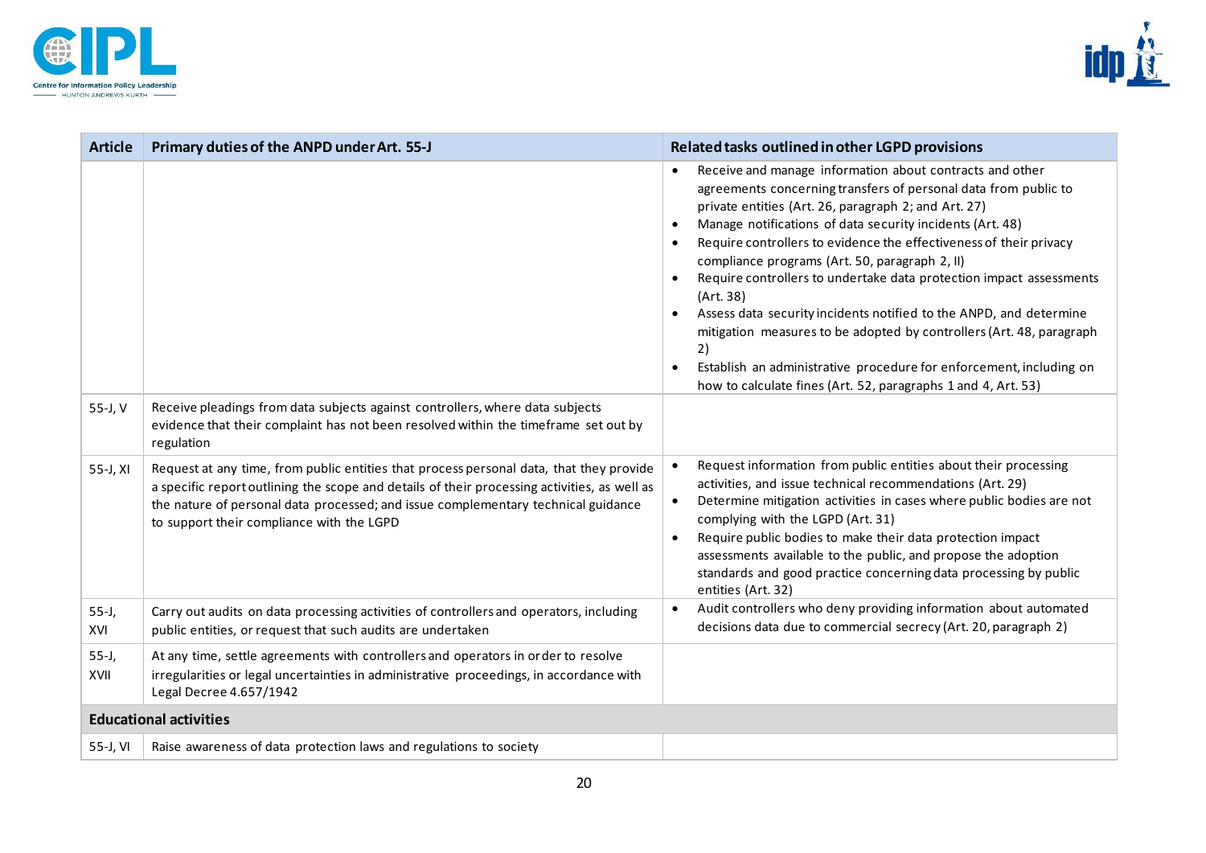| Article | Primary duties of the ANPD under Art. 55-J | Related tasks outlined in other LGPD provisions |
|---|---|---|
| | | • Receive and manage information about contracts and other agreements concerning transfers of personal data from public to private entities (Art. 26, paragraph 2; and Art. 27)<br>• Manage notifications of data security incidents (Art. 48)<br>• Require controllers to evidence the effectiveness of their privacy compliance programs (Art. 50, paragraph 2, II)<br>• Require controllers to undertake data protection impact assessments (Art. 38)<br>• Assess data security incidents notified to the ANPD, and determine mitigation measures to be adopted by controllers (Art. 48, paragraph 2)<br>• Establish an administrative procedure for enforcement, including on how to calculate fines (Art. 52, paragraphs 1 and 4, Art. 53) |
| 55-J, V | Receive pleadings from data subjects against controllers, where data subjects evidence that their complaint has not been resolved within the timeframe set out by regulation | |
| 55-J, XI | Request at any time, from public entities that process personal data, that they provide a specific report outlining the scope and details of their processing activities, as well as the nature of personal data processed; and issue complementary technical guidance to support their compliance with the LGPD | • Request information from public entities about their processing activities, and issue technical recommendations (Art. 29)<br>• Determine mitigation activities in cases where public bodies are not complying with the LGPD (Art. 31)<br>• Require public bodies to make their data protection impact assessments available to the public, and propose the adoption standards and good practice concerning data processing by public entities (Art. 32) |
| 55-J, XVI | Carry out audits on data processing activities of controllers and operators, including public entities, or request that such audits are undertaken | • Audit controllers who deny providing information about automated decisions data due to commercial secrecy (Art. 20, paragraph 2) |
| 55-J, XVII | At any time, settle agreements with controllers and operators in order to resolve irregularities or legal uncertainties in administrative proceedings, in accordance with Legal Decree 4.657/1942 | |
| **Educational activities** | | |
| 55-J, VI | Raise awareness of data protection laws and regulations to society | |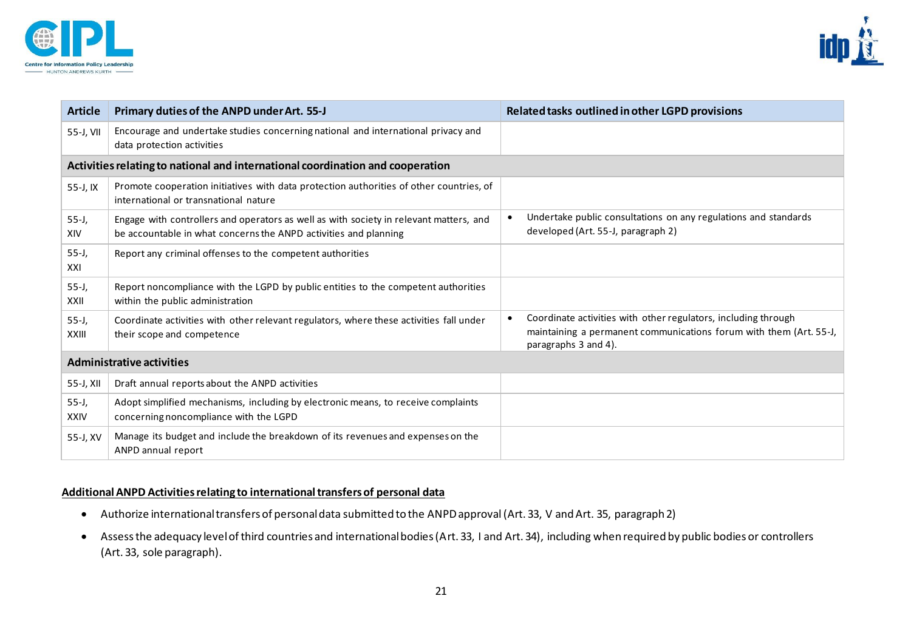| Article | Primary duties of the ANPD under Art. 55-J | Related tasks outlined in other LGPD provisions |
|---|---|---|
| 55-J, VII | Encourage and undertake studies concerning national and international privacy and data protection activities | |
| **Activities relating to national and international coordination and cooperation** | | |
| 55-J, IX | Promote cooperation initiatives with data protection authorities of other countries, of international or transnational nature | |
| 55-J, XIV | Engage with controllers and operators as well as with society in relevant matters, and be accountable in what concerns the ANPD activities and planning | • Undertake public consultations on any regulations and standards developed (Art. 55-J, paragraph 2) |
| 55-J, XXI | Report any criminal offenses to the competent authorities | |
| 55-J, XXII | Report noncompliance with the LGPD by public entities to the competent authorities within the public administration | |
| 55-J, XXIII | Coordinate activities with other relevant regulators, where these activities fall under their scope and competence | • Coordinate activities with other regulators, including through maintaining a permanent communications forum with them (Art. 55-J, paragraphs 3 and 4). |
| **Administrative activities** | | |
| 55-J, XII | Draft annual reports about the ANPD activities | |
| 55-J, XXIV | Adopt simplified mechanisms, including by electronic means, to receive complaints concerning noncompliance with the LGPD | |
| 55-J, XV | Manage its budget and include the breakdown of its revenues and expenses on the ANPD annual report | |

**<u>Additional ANPD Activities relating to international transfers of personal data</u>**

- Authorize international transfers of personal data submitted to the ANPD approval (Art. 33, V and Art. 35, paragraph 2)
- Assess the adequacy level of third countries and international bodies (Art. 33, I and Art. 34), including when required by public bodies or controllers (Art. 33, sole paragraph).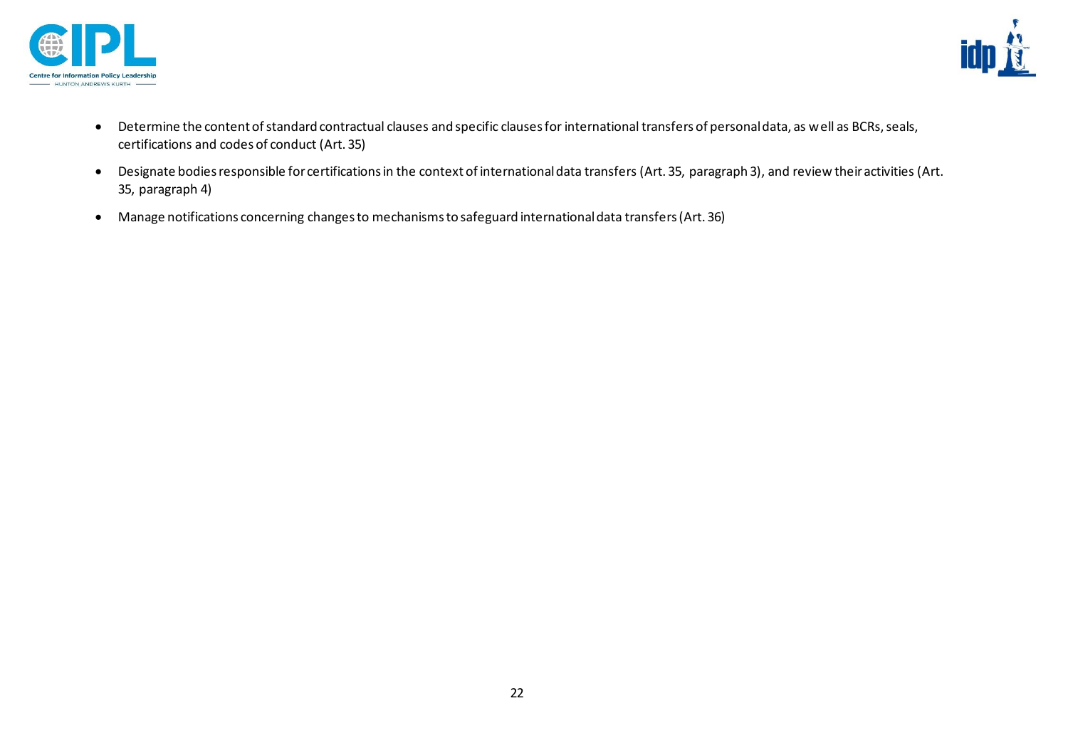- Determine the content of standard contractual clauses and specific clauses for international transfers of personal data, as well as BCRs, seals, certifications and codes of conduct (Art. 35)
- Designate bodies responsible for certifications in the context of international data transfers (Art. 35, paragraph 3), and review their activities (Art. 35, paragraph 4)
- Manage notifications concerning changes to mechanisms to safeguard international data transfers (Art. 36)